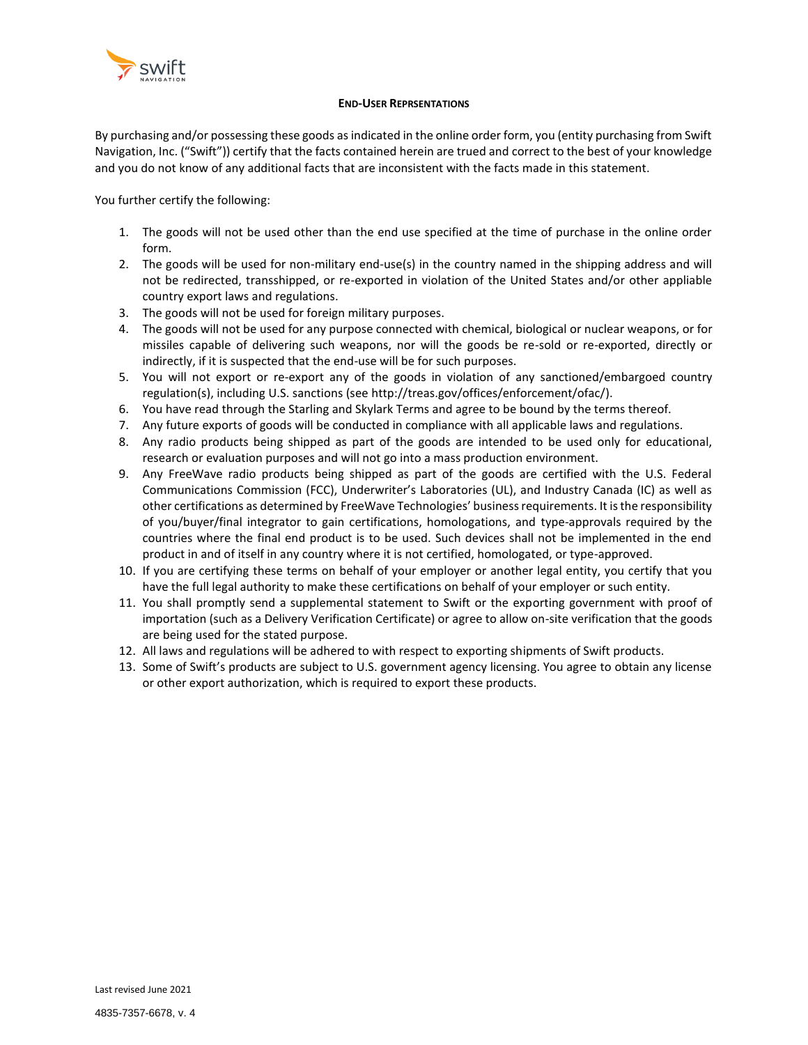**END-USER REPRSENTATIONS**

By purchasing and/or possessing these goods as indicated in the online order form, you (entity purchasing from Swift Navigation, Inc. ("Swift")) certify that the facts contained herein are trued and correct to the best of your knowledge and you do not know of any additional facts that are inconsistent with the facts made in this statement.

You further certify the following:

1. The goods will not be used other than the end use specified at the time of purchase in the online order form.
2. The goods will be used for non-military end-use(s) in the country named in the shipping address and will not be redirected, transshipped, or re-exported in violation of the United States and/or other appliable country export laws and regulations.
3. The goods will not be used for foreign military purposes.
4. The goods will not be used for any purpose connected with chemical, biological or nuclear weapons, or for missiles capable of delivering such weapons, nor will the goods be re-sold or re-exported, directly or indirectly, if it is suspected that the end-use will be for such purposes.
5. You will not export or re-export any of the goods in violation of any sanctioned/embargoed country regulation(s), including U.S. sanctions (see http://treas.gov/offices/enforcement/ofac/).
6. You have read through the Starling and Skylark Terms and agree to be bound by the terms thereof.
7. Any future exports of goods will be conducted in compliance with all applicable laws and regulations.
8. Any radio products being shipped as part of the goods are intended to be used only for educational, research or evaluation purposes and will not go into a mass production environment.
9. Any FreeWave radio products being shipped as part of the goods are certified with the U.S. Federal Communications Commission (FCC), Underwriter's Laboratories (UL), and Industry Canada (IC) as well as other certifications as determined by FreeWave Technologies' business requirements. It is the responsibility of you/buyer/final integrator to gain certifications, homologations, and type-approvals required by the countries where the final end product is to be used. Such devices shall not be implemented in the end product in and of itself in any country where it is not certified, homologated, or type-approved.
10. If you are certifying these terms on behalf of your employer or another legal entity, you certify that you have the full legal authority to make these certifications on behalf of your employer or such entity.
11. You shall promptly send a supplemental statement to Swift or the exporting government with proof of importation (such as a Delivery Verification Certificate) or agree to allow on-site verification that the goods are being used for the stated purpose.
12. All laws and regulations will be adhered to with respect to exporting shipments of Swift products.
13. Some of Swift's products are subject to U.S. government agency licensing. You agree to obtain any license or other export authorization, which is required to export these products.

Last revised June 2021

4835-7357-6678, v. 4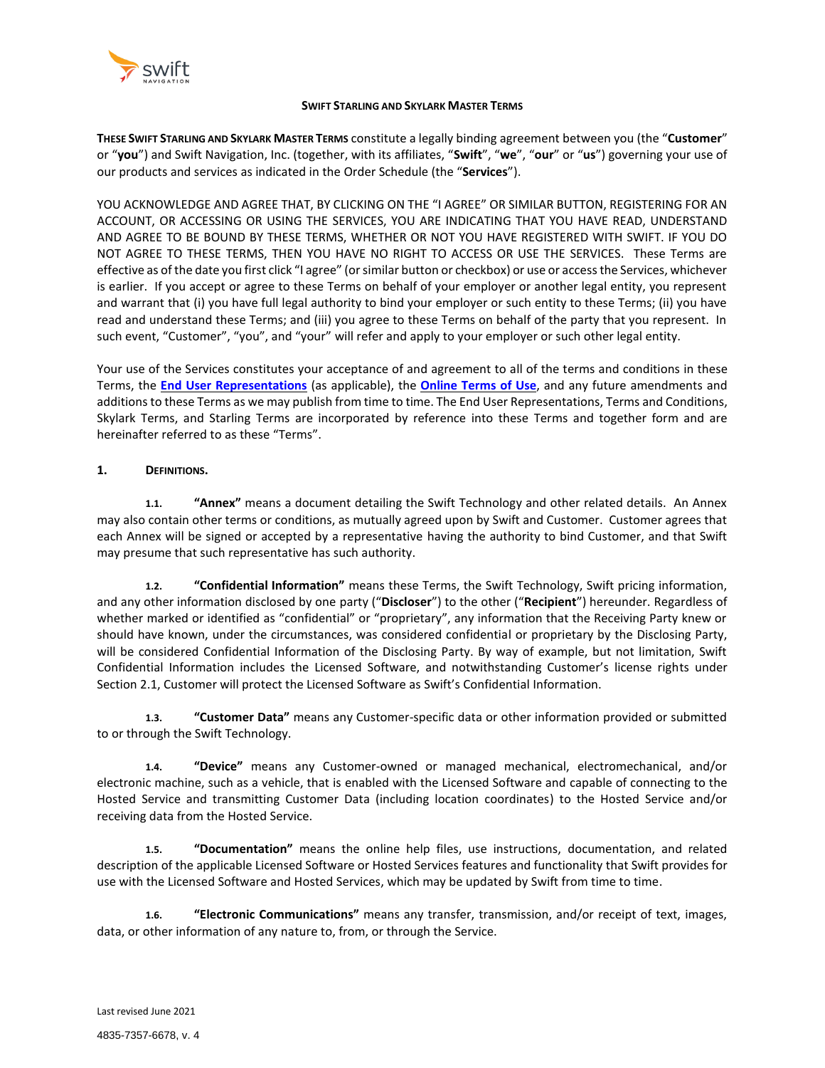**SWIFT STARLING AND SKYLARK MASTER TERMS**

**THESE SWIFT STARLING AND SKYLARK MASTER TERMS** constitute a legally binding agreement between you (the "**Customer**" or "**you**") and Swift Navigation, Inc. (together, with its affiliates, "**Swift**", "**we**", "**our**" or "**us**") governing your use of our products and services as indicated in the Order Schedule (the "**Services**").

YOU ACKNOWLEDGE AND AGREE THAT, BY CLICKING ON THE "I AGREE" OR SIMILAR BUTTON, REGISTERING FOR AN ACCOUNT, OR ACCESSING OR USING THE SERVICES, YOU ARE INDICATING THAT YOU HAVE READ, UNDERSTAND AND AGREE TO BE BOUND BY THESE TERMS, WHETHER OR NOT YOU HAVE REGISTERED WITH SWIFT. IF YOU DO NOT AGREE TO THESE TERMS, THEN YOU HAVE NO RIGHT TO ACCESS OR USE THE SERVICES. These Terms are effective as of the date you first click "I agree" (or similar button or checkbox) or use or access the Services, whichever is earlier. If you accept or agree to these Terms on behalf of your employer or another legal entity, you represent and warrant that (i) you have full legal authority to bind your employer or such entity to these Terms; (ii) you have read and understand these Terms; and (iii) you agree to these Terms on behalf of the party that you represent. In such event, "Customer", "you", and "your" will refer and apply to your employer or such other legal entity.

Your use of the Services constitutes your acceptance of and agreement to all of the terms and conditions in these Terms, the **End User Representations** (as applicable), the **Online Terms of Use**, and any future amendments and additions to these Terms as we may publish from time to time. The End User Representations, Terms and Conditions, Skylark Terms, and Starling Terms are incorporated by reference into these Terms and together form and are hereinafter referred to as these "Terms".

## 1. DEFINITIONS.

**1.1. "Annex"** means a document detailing the Swift Technology and other related details. An Annex may also contain other terms or conditions, as mutually agreed upon by Swift and Customer. Customer agrees that each Annex will be signed or accepted by a representative having the authority to bind Customer, and that Swift may presume that such representative has such authority.

**1.2. "Confidential Information"** means these Terms, the Swift Technology, Swift pricing information, and any other information disclosed by one party ("**Discloser**") to the other ("**Recipient**") hereunder. Regardless of whether marked or identified as "confidential" or "proprietary", any information that the Receiving Party knew or should have known, under the circumstances, was considered confidential or proprietary by the Disclosing Party, will be considered Confidential Information of the Disclosing Party. By way of example, but not limitation, Swift Confidential Information includes the Licensed Software, and notwithstanding Customer's license rights under Section 2.1, Customer will protect the Licensed Software as Swift's Confidential Information.

**1.3. "Customer Data"** means any Customer-specific data or other information provided or submitted to or through the Swift Technology.

**1.4. "Device"** means any Customer-owned or managed mechanical, electromechanical, and/or electronic machine, such as a vehicle, that is enabled with the Licensed Software and capable of connecting to the Hosted Service and transmitting Customer Data (including location coordinates) to the Hosted Service and/or receiving data from the Hosted Service.

**1.5. "Documentation"** means the online help files, use instructions, documentation, and related description of the applicable Licensed Software or Hosted Services features and functionality that Swift provides for use with the Licensed Software and Hosted Services, which may be updated by Swift from time to time.

**1.6. "Electronic Communications"** means any transfer, transmission, and/or receipt of text, images, data, or other information of any nature to, from, or through the Service.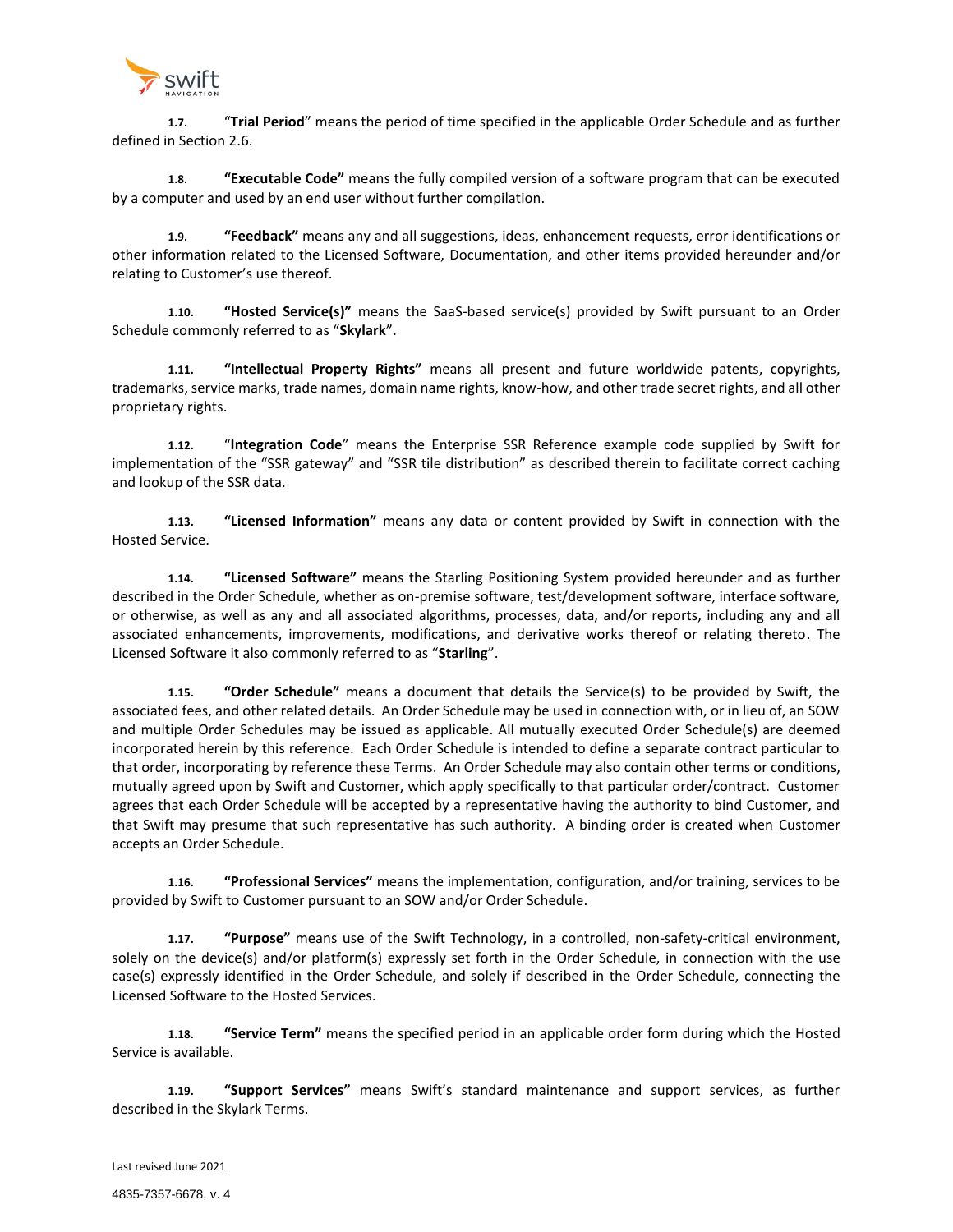**1.7.** "**Trial Period**" means the period of time specified in the applicable Order Schedule and as further defined in Section 2.6.

**1.8.** **"Executable Code"** means the fully compiled version of a software program that can be executed by a computer and used by an end user without further compilation.

**1.9.** **"Feedback"** means any and all suggestions, ideas, enhancement requests, error identifications or other information related to the Licensed Software, Documentation, and other items provided hereunder and/or relating to Customer's use thereof.

**1.10.** **"Hosted Service(s)"** means the SaaS-based service(s) provided by Swift pursuant to an Order Schedule commonly referred to as "**Skylark**".

**1.11.** **"Intellectual Property Rights"** means all present and future worldwide patents, copyrights, trademarks, service marks, trade names, domain name rights, know-how, and other trade secret rights, and all other proprietary rights.

**1.12.** "**Integration Code**" means the Enterprise SSR Reference example code supplied by Swift for implementation of the "SSR gateway" and "SSR tile distribution" as described therein to facilitate correct caching and lookup of the SSR data.

**1.13.** **"Licensed Information"** means any data or content provided by Swift in connection with the Hosted Service.

**1.14.** **"Licensed Software"** means the Starling Positioning System provided hereunder and as further described in the Order Schedule, whether as on-premise software, test/development software, interface software, or otherwise, as well as any and all associated algorithms, processes, data, and/or reports, including any and all associated enhancements, improvements, modifications, and derivative works thereof or relating thereto. The Licensed Software it also commonly referred to as "**Starling**".

**1.15.** **"Order Schedule"** means a document that details the Service(s) to be provided by Swift, the associated fees, and other related details. An Order Schedule may be used in connection with, or in lieu of, an SOW and multiple Order Schedules may be issued as applicable. All mutually executed Order Schedule(s) are deemed incorporated herein by this reference. Each Order Schedule is intended to define a separate contract particular to that order, incorporating by reference these Terms. An Order Schedule may also contain other terms or conditions, mutually agreed upon by Swift and Customer, which apply specifically to that particular order/contract. Customer agrees that each Order Schedule will be accepted by a representative having the authority to bind Customer, and that Swift may presume that such representative has such authority. A binding order is created when Customer accepts an Order Schedule.

**1.16.** **"Professional Services"** means the implementation, configuration, and/or training, services to be provided by Swift to Customer pursuant to an SOW and/or Order Schedule.

**1.17.** **"Purpose"** means use of the Swift Technology, in a controlled, non-safety-critical environment, solely on the device(s) and/or platform(s) expressly set forth in the Order Schedule, in connection with the use case(s) expressly identified in the Order Schedule, and solely if described in the Order Schedule, connecting the Licensed Software to the Hosted Services.

**1.18.** **"Service Term"** means the specified period in an applicable order form during which the Hosted Service is available.

**1.19.** **"Support Services"** means Swift's standard maintenance and support services, as further described in the Skylark Terms.

Last revised June 2021

4835-7357-6678, v. 4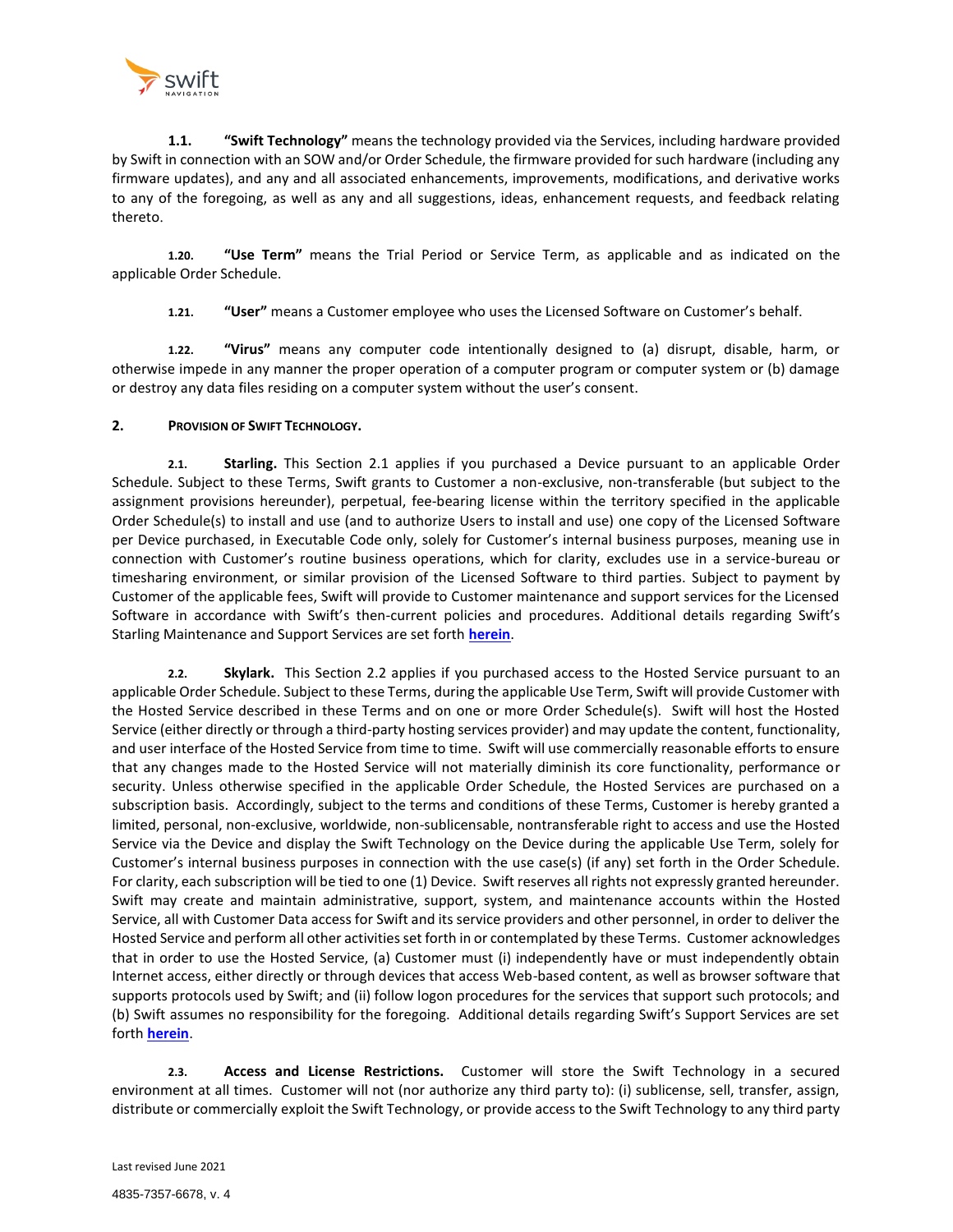**1.1. "Swift Technology"** means the technology provided via the Services, including hardware provided by Swift in connection with an SOW and/or Order Schedule, the firmware provided for such hardware (including any firmware updates), and any and all associated enhancements, improvements, modifications, and derivative works to any of the foregoing, as well as any and all suggestions, ideas, enhancement requests, and feedback relating thereto.

**1.20. "Use Term"** means the Trial Period or Service Term, as applicable and as indicated on the applicable Order Schedule.

**1.21. "User"** means a Customer employee who uses the Licensed Software on Customer's behalf.

**1.22. "Virus"** means any computer code intentionally designed to (a) disrupt, disable, harm, or otherwise impede in any manner the proper operation of a computer program or computer system or (b) damage or destroy any data files residing on a computer system without the user's consent.

## 2. PROVISION OF SWIFT TECHNOLOGY.

**2.1. Starling.** This Section 2.1 applies if you purchased a Device pursuant to an applicable Order Schedule. Subject to these Terms, Swift grants to Customer a non-exclusive, non-transferable (but subject to the assignment provisions hereunder), perpetual, fee-bearing license within the territory specified in the applicable Order Schedule(s) to install and use (and to authorize Users to install and use) one copy of the Licensed Software per Device purchased, in Executable Code only, solely for Customer's internal business purposes, meaning use in connection with Customer's routine business operations, which for clarity, excludes use in a service-bureau or timesharing environment, or similar provision of the Licensed Software to third parties. Subject to payment by Customer of the applicable fees, Swift will provide to Customer maintenance and support services for the Licensed Software in accordance with Swift's then-current policies and procedures. Additional details regarding Swift's Starling Maintenance and Support Services are set forth **herein**.

**2.2. Skylark.** This Section 2.2 applies if you purchased access to the Hosted Service pursuant to an applicable Order Schedule. Subject to these Terms, during the applicable Use Term, Swift will provide Customer with the Hosted Service described in these Terms and on one or more Order Schedule(s). Swift will host the Hosted Service (either directly or through a third-party hosting services provider) and may update the content, functionality, and user interface of the Hosted Service from time to time. Swift will use commercially reasonable efforts to ensure that any changes made to the Hosted Service will not materially diminish its core functionality, performance or security. Unless otherwise specified in the applicable Order Schedule, the Hosted Services are purchased on a subscription basis. Accordingly, subject to the terms and conditions of these Terms, Customer is hereby granted a limited, personal, non-exclusive, worldwide, non-sublicensable, nontransferable right to access and use the Hosted Service via the Device and display the Swift Technology on the Device during the applicable Use Term, solely for Customer's internal business purposes in connection with the use case(s) (if any) set forth in the Order Schedule. For clarity, each subscription will be tied to one (1) Device. Swift reserves all rights not expressly granted hereunder. Swift may create and maintain administrative, support, system, and maintenance accounts within the Hosted Service, all with Customer Data access for Swift and its service providers and other personnel, in order to deliver the Hosted Service and perform all other activities set forth in or contemplated by these Terms. Customer acknowledges that in order to use the Hosted Service, (a) Customer must (i) independently have or must independently obtain Internet access, either directly or through devices that access Web-based content, as well as browser software that supports protocols used by Swift; and (ii) follow logon procedures for the services that support such protocols; and (b) Swift assumes no responsibility for the foregoing. Additional details regarding Swift's Support Services are set forth **herein**.

**2.3. Access and License Restrictions.** Customer will store the Swift Technology in a secured environment at all times. Customer will not (nor authorize any third party to): (i) sublicense, sell, transfer, assign, distribute or commercially exploit the Swift Technology, or provide access to the Swift Technology to any third party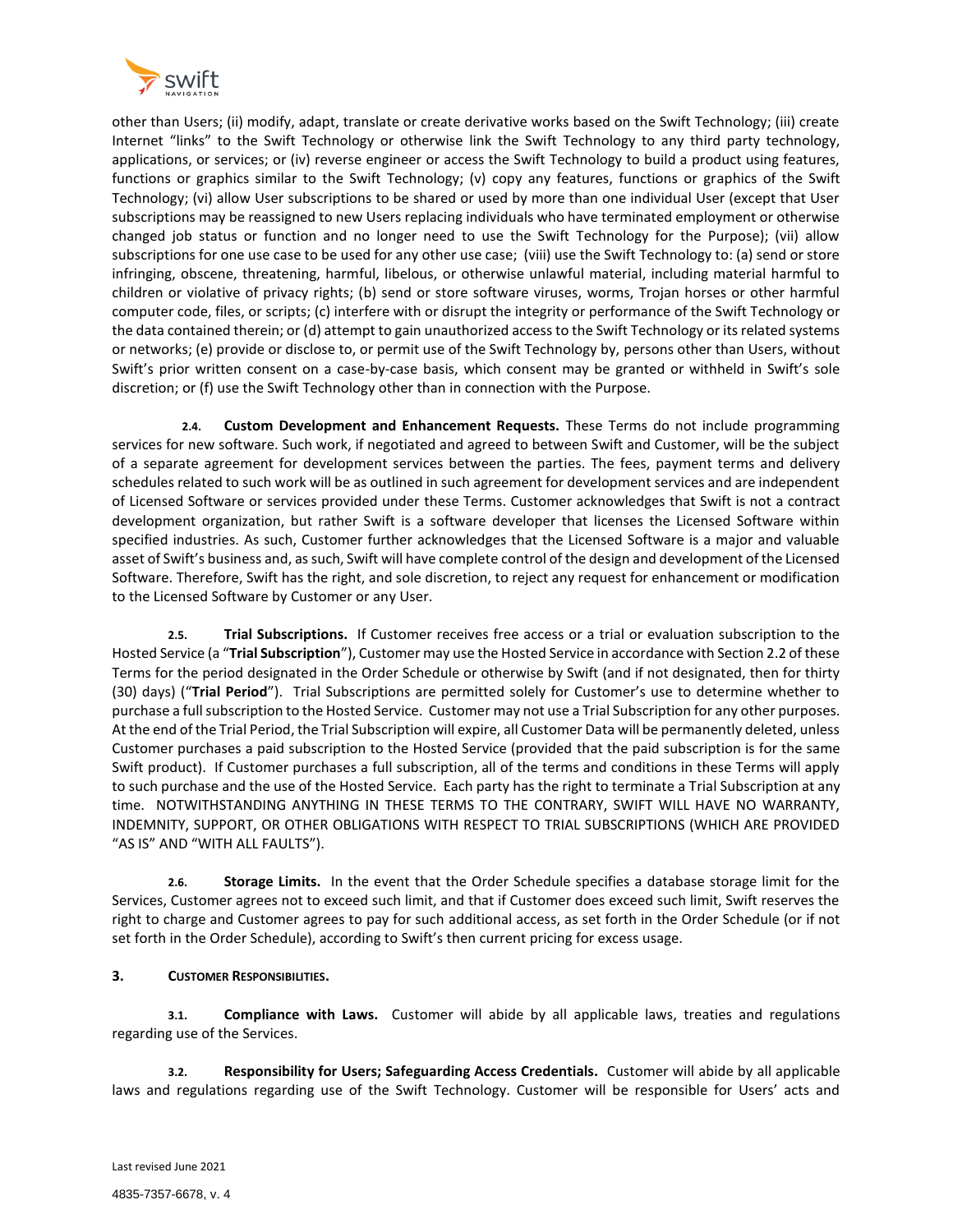other than Users; (ii) modify, adapt, translate or create derivative works based on the Swift Technology; (iii) create Internet "links" to the Swift Technology or otherwise link the Swift Technology to any third party technology, applications, or services; or (iv) reverse engineer or access the Swift Technology to build a product using features, functions or graphics similar to the Swift Technology; (v) copy any features, functions or graphics of the Swift Technology; (vi) allow User subscriptions to be shared or used by more than one individual User (except that User subscriptions may be reassigned to new Users replacing individuals who have terminated employment or otherwise changed job status or function and no longer need to use the Swift Technology for the Purpose); (vii) allow subscriptions for one use case to be used for any other use case; (viii) use the Swift Technology to: (a) send or store infringing, obscene, threatening, harmful, libelous, or otherwise unlawful material, including material harmful to children or violative of privacy rights; (b) send or store software viruses, worms, Trojan horses or other harmful computer code, files, or scripts; (c) interfere with or disrupt the integrity or performance of the Swift Technology or the data contained therein; or (d) attempt to gain unauthorized access to the Swift Technology or its related systems or networks; (e) provide or disclose to, or permit use of the Swift Technology by, persons other than Users, without Swift's prior written consent on a case-by-case basis, which consent may be granted or withheld in Swift's sole discretion; or (f) use the Swift Technology other than in connection with the Purpose.

**2.4. Custom Development and Enhancement Requests.** These Terms do not include programming services for new software. Such work, if negotiated and agreed to between Swift and Customer, will be the subject of a separate agreement for development services between the parties. The fees, payment terms and delivery schedules related to such work will be as outlined in such agreement for development services and are independent of Licensed Software or services provided under these Terms. Customer acknowledges that Swift is not a contract development organization, but rather Swift is a software developer that licenses the Licensed Software within specified industries. As such, Customer further acknowledges that the Licensed Software is a major and valuable asset of Swift's business and, as such, Swift will have complete control of the design and development of the Licensed Software. Therefore, Swift has the right, and sole discretion, to reject any request for enhancement or modification to the Licensed Software by Customer or any User.

**2.5. Trial Subscriptions.** If Customer receives free access or a trial or evaluation subscription to the Hosted Service (a "**Trial Subscription**"), Customer may use the Hosted Service in accordance with Section 2.2 of these Terms for the period designated in the Order Schedule or otherwise by Swift (and if not designated, then for thirty (30) days) ("**Trial Period**"). Trial Subscriptions are permitted solely for Customer's use to determine whether to purchase a full subscription to the Hosted Service. Customer may not use a Trial Subscription for any other purposes. At the end of the Trial Period, the Trial Subscription will expire, all Customer Data will be permanently deleted, unless Customer purchases a paid subscription to the Hosted Service (provided that the paid subscription is for the same Swift product). If Customer purchases a full subscription, all of the terms and conditions in these Terms will apply to such purchase and the use of the Hosted Service. Each party has the right to terminate a Trial Subscription at any time. NOTWITHSTANDING ANYTHING IN THESE TERMS TO THE CONTRARY, SWIFT WILL HAVE NO WARRANTY, INDEMNITY, SUPPORT, OR OTHER OBLIGATIONS WITH RESPECT TO TRIAL SUBSCRIPTIONS (WHICH ARE PROVIDED "AS IS" AND "WITH ALL FAULTS").

**2.6. Storage Limits.** In the event that the Order Schedule specifies a database storage limit for the Services, Customer agrees not to exceed such limit, and that if Customer does exceed such limit, Swift reserves the right to charge and Customer agrees to pay for such additional access, as set forth in the Order Schedule (or if not set forth in the Order Schedule), according to Swift's then current pricing for excess usage.

## 3. CUSTOMER RESPONSIBILITIES.

**3.1. Compliance with Laws.** Customer will abide by all applicable laws, treaties and regulations regarding use of the Services.

**3.2. Responsibility for Users; Safeguarding Access Credentials.** Customer will abide by all applicable laws and regulations regarding use of the Swift Technology. Customer will be responsible for Users' acts and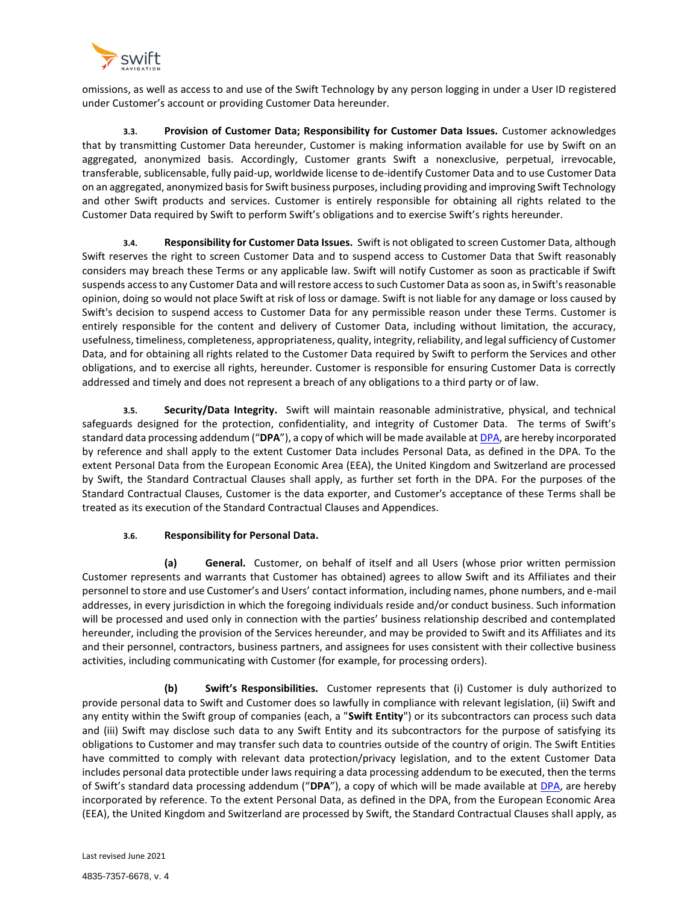omissions, as well as access to and use of the Swift Technology by any person logging in under a User ID registered under Customer's account or providing Customer Data hereunder.

**3.3. Provision of Customer Data; Responsibility for Customer Data Issues.** Customer acknowledges that by transmitting Customer Data hereunder, Customer is making information available for use by Swift on an aggregated, anonymized basis. Accordingly, Customer grants Swift a nonexclusive, perpetual, irrevocable, transferable, sublicensable, fully paid-up, worldwide license to de-identify Customer Data and to use Customer Data on an aggregated, anonymized basis for Swift business purposes, including providing and improving Swift Technology and other Swift products and services. Customer is entirely responsible for obtaining all rights related to the Customer Data required by Swift to perform Swift's obligations and to exercise Swift's rights hereunder.

**3.4. Responsibility for Customer Data Issues.** Swift is not obligated to screen Customer Data, although Swift reserves the right to screen Customer Data and to suspend access to Customer Data that Swift reasonably considers may breach these Terms or any applicable law. Swift will notify Customer as soon as practicable if Swift suspends access to any Customer Data and will restore access to such Customer Data as soon as, in Swift's reasonable opinion, doing so would not place Swift at risk of loss or damage. Swift is not liable for any damage or loss caused by Swift's decision to suspend access to Customer Data for any permissible reason under these Terms. Customer is entirely responsible for the content and delivery of Customer Data, including without limitation, the accuracy, usefulness, timeliness, completeness, appropriateness, quality, integrity, reliability, and legal sufficiency of Customer Data, and for obtaining all rights related to the Customer Data required by Swift to perform the Services and other obligations, and to exercise all rights, hereunder. Customer is responsible for ensuring Customer Data is correctly addressed and timely and does not represent a breach of any obligations to a third party or of law.

**3.5. Security/Data Integrity.** Swift will maintain reasonable administrative, physical, and technical safeguards designed for the protection, confidentiality, and integrity of Customer Data. The terms of Swift's standard data processing addendum ("**DPA**"), a copy of which will be made available at DPA, are hereby incorporated by reference and shall apply to the extent Customer Data includes Personal Data, as defined in the DPA. To the extent Personal Data from the European Economic Area (EEA), the United Kingdom and Switzerland are processed by Swift, the Standard Contractual Clauses shall apply, as further set forth in the DPA. For the purposes of the Standard Contractual Clauses, Customer is the data exporter, and Customer's acceptance of these Terms shall be treated as its execution of the Standard Contractual Clauses and Appendices.

**3.6. Responsibility for Personal Data.**

**(a) General.** Customer, on behalf of itself and all Users (whose prior written permission Customer represents and warrants that Customer has obtained) agrees to allow Swift and its Affiliates and their personnel to store and use Customer's and Users' contact information, including names, phone numbers, and e-mail addresses, in every jurisdiction in which the foregoing individuals reside and/or conduct business. Such information will be processed and used only in connection with the parties' business relationship described and contemplated hereunder, including the provision of the Services hereunder, and may be provided to Swift and its Affiliates and its and their personnel, contractors, business partners, and assignees for uses consistent with their collective business activities, including communicating with Customer (for example, for processing orders).

**(b) Swift's Responsibilities.** Customer represents that (i) Customer is duly authorized to provide personal data to Swift and Customer does so lawfully in compliance with relevant legislation, (ii) Swift and any entity within the Swift group of companies (each, a "**Swift Entity**") or its subcontractors can process such data and (iii) Swift may disclose such data to any Swift Entity and its subcontractors for the purpose of satisfying its obligations to Customer and may transfer such data to countries outside of the country of origin. The Swift Entities have committed to comply with relevant data protection/privacy legislation, and to the extent Customer Data includes personal data protectible under laws requiring a data processing addendum to be executed, then the terms of Swift's standard data processing addendum ("**DPA**"), a copy of which will be made available at DPA, are hereby incorporated by reference. To the extent Personal Data, as defined in the DPA, from the European Economic Area (EEA), the United Kingdom and Switzerland are processed by Swift, the Standard Contractual Clauses shall apply, as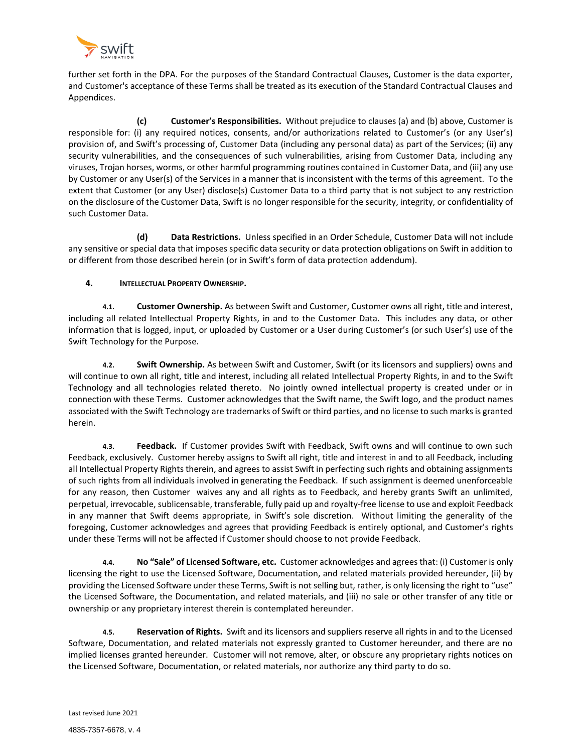further set forth in the DPA. For the purposes of the Standard Contractual Clauses, Customer is the data exporter, and Customer's acceptance of these Terms shall be treated as its execution of the Standard Contractual Clauses and Appendices.

**(c) Customer's Responsibilities.** Without prejudice to clauses (a) and (b) above, Customer is responsible for: (i) any required notices, consents, and/or authorizations related to Customer's (or any User's) provision of, and Swift's processing of, Customer Data (including any personal data) as part of the Services; (ii) any security vulnerabilities, and the consequences of such vulnerabilities, arising from Customer Data, including any viruses, Trojan horses, worms, or other harmful programming routines contained in Customer Data, and (iii) any use by Customer or any User(s) of the Services in a manner that is inconsistent with the terms of this agreement. To the extent that Customer (or any User) disclose(s) Customer Data to a third party that is not subject to any restriction on the disclosure of the Customer Data, Swift is no longer responsible for the security, integrity, or confidentiality of such Customer Data.

**(d) Data Restrictions.** Unless specified in an Order Schedule, Customer Data will not include any sensitive or special data that imposes specific data security or data protection obligations on Swift in addition to or different from those described herein (or in Swift's form of data protection addendum).

## 4. INTELLECTUAL PROPERTY OWNERSHIP.

**4.1. Customer Ownership.** As between Swift and Customer, Customer owns all right, title and interest, including all related Intellectual Property Rights, in and to the Customer Data. This includes any data, or other information that is logged, input, or uploaded by Customer or a User during Customer's (or such User's) use of the Swift Technology for the Purpose.

**4.2. Swift Ownership.** As between Swift and Customer, Swift (or its licensors and suppliers) owns and will continue to own all right, title and interest, including all related Intellectual Property Rights, in and to the Swift Technology and all technologies related thereto. No jointly owned intellectual property is created under or in connection with these Terms. Customer acknowledges that the Swift name, the Swift logo, and the product names associated with the Swift Technology are trademarks of Swift or third parties, and no license to such marks is granted herein.

**4.3. Feedback.** If Customer provides Swift with Feedback, Swift owns and will continue to own such Feedback, exclusively. Customer hereby assigns to Swift all right, title and interest in and to all Feedback, including all Intellectual Property Rights therein, and agrees to assist Swift in perfecting such rights and obtaining assignments of such rights from all individuals involved in generating the Feedback. If such assignment is deemed unenforceable for any reason, then Customer waives any and all rights as to Feedback, and hereby grants Swift an unlimited, perpetual, irrevocable, sublicensable, transferable, fully paid up and royalty-free license to use and exploit Feedback in any manner that Swift deems appropriate, in Swift's sole discretion. Without limiting the generality of the foregoing, Customer acknowledges and agrees that providing Feedback is entirely optional, and Customer's rights under these Terms will not be affected if Customer should choose to not provide Feedback.

**4.4. No "Sale" of Licensed Software, etc.** Customer acknowledges and agrees that: (i) Customer is only licensing the right to use the Licensed Software, Documentation, and related materials provided hereunder, (ii) by providing the Licensed Software under these Terms, Swift is not selling but, rather, is only licensing the right to "use" the Licensed Software, the Documentation, and related materials, and (iii) no sale or other transfer of any title or ownership or any proprietary interest therein is contemplated hereunder.

**4.5. Reservation of Rights.** Swift and its licensors and suppliers reserve all rights in and to the Licensed Software, Documentation, and related materials not expressly granted to Customer hereunder, and there are no implied licenses granted hereunder. Customer will not remove, alter, or obscure any proprietary rights notices on the Licensed Software, Documentation, or related materials, nor authorize any third party to do so.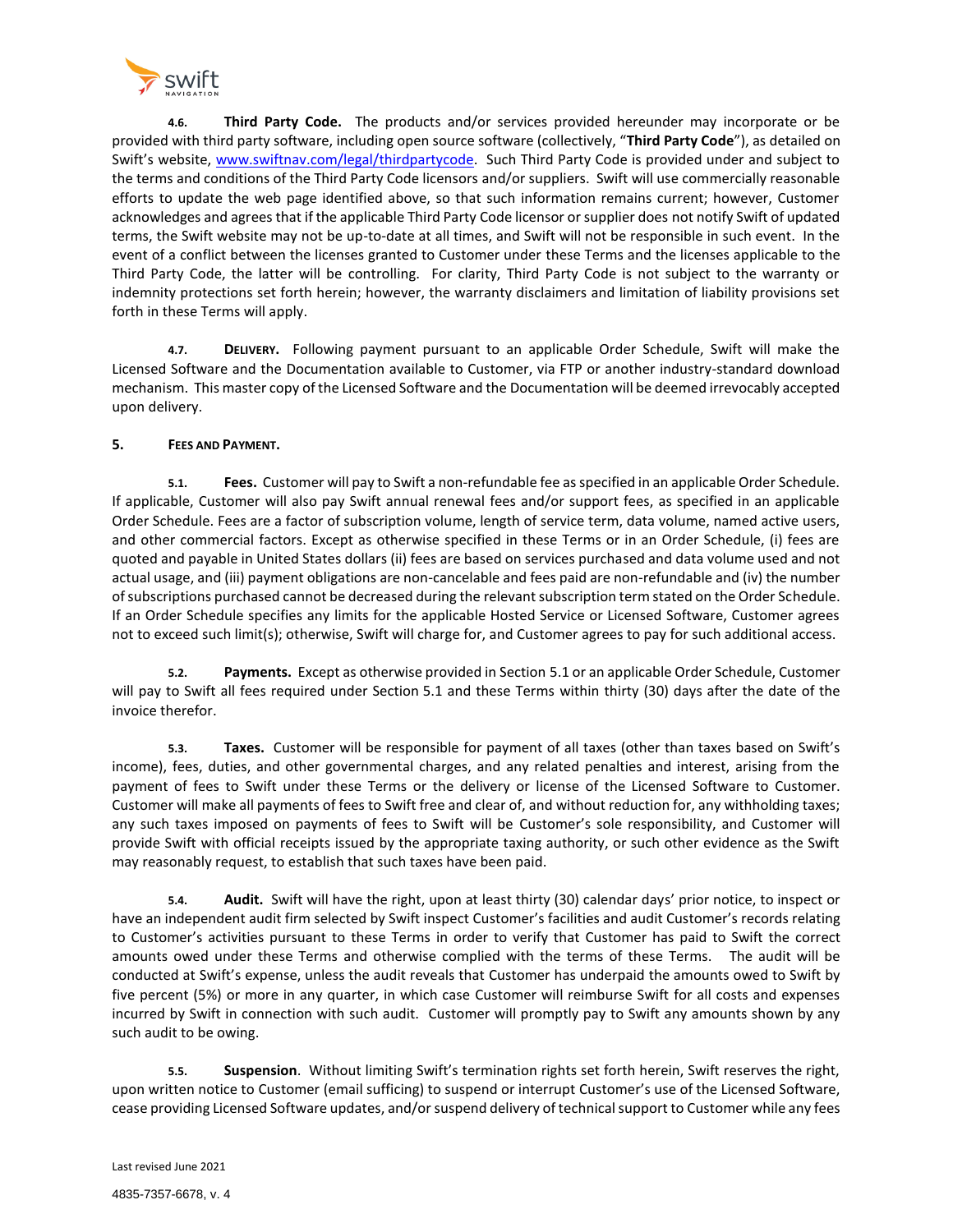**4.6. Third Party Code.** The products and/or services provided hereunder may incorporate or be provided with third party software, including open source software (collectively, "**Third Party Code**"), as detailed on Swift's website, www.swiftnav.com/legal/thirdpartycode. Such Third Party Code is provided under and subject to the terms and conditions of the Third Party Code licensors and/or suppliers. Swift will use commercially reasonable efforts to update the web page identified above, so that such information remains current; however, Customer acknowledges and agrees that if the applicable Third Party Code licensor or supplier does not notify Swift of updated terms, the Swift website may not be up-to-date at all times, and Swift will not be responsible in such event. In the event of a conflict between the licenses granted to Customer under these Terms and the licenses applicable to the Third Party Code, the latter will be controlling. For clarity, Third Party Code is not subject to the warranty or indemnity protections set forth herein; however, the warranty disclaimers and limitation of liability provisions set forth in these Terms will apply.

**4.7. DELIVERY.** Following payment pursuant to an applicable Order Schedule, Swift will make the Licensed Software and the Documentation available to Customer, via FTP or another industry-standard download mechanism. This master copy of the Licensed Software and the Documentation will be deemed irrevocably accepted upon delivery.

**5. FEES AND PAYMENT.**

**5.1. Fees.** Customer will pay to Swift a non-refundable fee as specified in an applicable Order Schedule. If applicable, Customer will also pay Swift annual renewal fees and/or support fees, as specified in an applicable Order Schedule. Fees are a factor of subscription volume, length of service term, data volume, named active users, and other commercial factors. Except as otherwise specified in these Terms or in an Order Schedule, (i) fees are quoted and payable in United States dollars (ii) fees are based on services purchased and data volume used and not actual usage, and (iii) payment obligations are non-cancelable and fees paid are non-refundable and (iv) the number of subscriptions purchased cannot be decreased during the relevant subscription term stated on the Order Schedule. If an Order Schedule specifies any limits for the applicable Hosted Service or Licensed Software, Customer agrees not to exceed such limit(s); otherwise, Swift will charge for, and Customer agrees to pay for such additional access.

**5.2. Payments.** Except as otherwise provided in Section 5.1 or an applicable Order Schedule, Customer will pay to Swift all fees required under Section 5.1 and these Terms within thirty (30) days after the date of the invoice therefor.

**5.3. Taxes.** Customer will be responsible for payment of all taxes (other than taxes based on Swift's income), fees, duties, and other governmental charges, and any related penalties and interest, arising from the payment of fees to Swift under these Terms or the delivery or license of the Licensed Software to Customer. Customer will make all payments of fees to Swift free and clear of, and without reduction for, any withholding taxes; any such taxes imposed on payments of fees to Swift will be Customer's sole responsibility, and Customer will provide Swift with official receipts issued by the appropriate taxing authority, or such other evidence as the Swift may reasonably request, to establish that such taxes have been paid.

**5.4. Audit.** Swift will have the right, upon at least thirty (30) calendar days' prior notice, to inspect or have an independent audit firm selected by Swift inspect Customer's facilities and audit Customer's records relating to Customer's activities pursuant to these Terms in order to verify that Customer has paid to Swift the correct amounts owed under these Terms and otherwise complied with the terms of these Terms. The audit will be conducted at Swift's expense, unless the audit reveals that Customer has underpaid the amounts owed to Swift by five percent (5%) or more in any quarter, in which case Customer will reimburse Swift for all costs and expenses incurred by Swift in connection with such audit. Customer will promptly pay to Swift any amounts shown by any such audit to be owing.

**5.5. Suspension**. Without limiting Swift's termination rights set forth herein, Swift reserves the right, upon written notice to Customer (email sufficing) to suspend or interrupt Customer's use of the Licensed Software, cease providing Licensed Software updates, and/or suspend delivery of technical support to Customer while any fees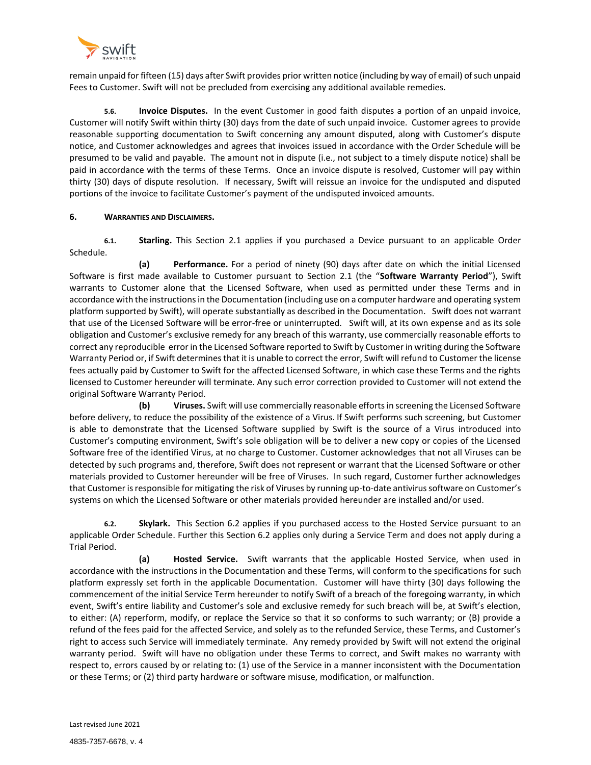remain unpaid for fifteen (15) days after Swift provides prior written notice (including by way of email) of such unpaid Fees to Customer. Swift will not be precluded from exercising any additional available remedies.

**5.6. Invoice Disputes.** In the event Customer in good faith disputes a portion of an unpaid invoice, Customer will notify Swift within thirty (30) days from the date of such unpaid invoice. Customer agrees to provide reasonable supporting documentation to Swift concerning any amount disputed, along with Customer's dispute notice, and Customer acknowledges and agrees that invoices issued in accordance with the Order Schedule will be presumed to be valid and payable. The amount not in dispute (i.e., not subject to a timely dispute notice) shall be paid in accordance with the terms of these Terms. Once an invoice dispute is resolved, Customer will pay within thirty (30) days of dispute resolution. If necessary, Swift will reissue an invoice for the undisputed and disputed portions of the invoice to facilitate Customer's payment of the undisputed invoiced amounts.

## 6. WARRANTIES AND DISCLAIMERS.

**6.1. Starling.** This Section 2.1 applies if you purchased a Device pursuant to an applicable Order Schedule.

**(a) Performance.** For a period of ninety (90) days after date on which the initial Licensed Software is first made available to Customer pursuant to Section 2.1 (the "**Software Warranty Period**"), Swift warrants to Customer alone that the Licensed Software, when used as permitted under these Terms and in accordance with the instructions in the Documentation (including use on a computer hardware and operating system platform supported by Swift), will operate substantially as described in the Documentation. Swift does not warrant that use of the Licensed Software will be error-free or uninterrupted. Swift will, at its own expense and as its sole obligation and Customer's exclusive remedy for any breach of this warranty, use commercially reasonable efforts to correct any reproducible error in the Licensed Software reported to Swift by Customer in writing during the Software Warranty Period or, if Swift determines that it is unable to correct the error, Swift will refund to Customer the license fees actually paid by Customer to Swift for the affected Licensed Software, in which case these Terms and the rights licensed to Customer hereunder will terminate. Any such error correction provided to Customer will not extend the original Software Warranty Period.

**(b) Viruses.** Swift will use commercially reasonable efforts in screening the Licensed Software before delivery, to reduce the possibility of the existence of a Virus. If Swift performs such screening, but Customer is able to demonstrate that the Licensed Software supplied by Swift is the source of a Virus introduced into Customer's computing environment, Swift's sole obligation will be to deliver a new copy or copies of the Licensed Software free of the identified Virus, at no charge to Customer. Customer acknowledges that not all Viruses can be detected by such programs and, therefore, Swift does not represent or warrant that the Licensed Software or other materials provided to Customer hereunder will be free of Viruses. In such regard, Customer further acknowledges that Customer is responsible for mitigating the risk of Viruses by running up-to-date antivirus software on Customer's systems on which the Licensed Software or other materials provided hereunder are installed and/or used.

**6.2. Skylark.** This Section 6.2 applies if you purchased access to the Hosted Service pursuant to an applicable Order Schedule. Further this Section 6.2 applies only during a Service Term and does not apply during a Trial Period.

**(a) Hosted Service.** Swift warrants that the applicable Hosted Service, when used in accordance with the instructions in the Documentation and these Terms, will conform to the specifications for such platform expressly set forth in the applicable Documentation. Customer will have thirty (30) days following the commencement of the initial Service Term hereunder to notify Swift of a breach of the foregoing warranty, in which event, Swift's entire liability and Customer's sole and exclusive remedy for such breach will be, at Swift's election, to either: (A) reperform, modify, or replace the Service so that it so conforms to such warranty; or (B) provide a refund of the fees paid for the affected Service, and solely as to the refunded Service, these Terms, and Customer's right to access such Service will immediately terminate. Any remedy provided by Swift will not extend the original warranty period. Swift will have no obligation under these Terms to correct, and Swift makes no warranty with respect to, errors caused by or relating to: (1) use of the Service in a manner inconsistent with the Documentation or these Terms; or (2) third party hardware or software misuse, modification, or malfunction.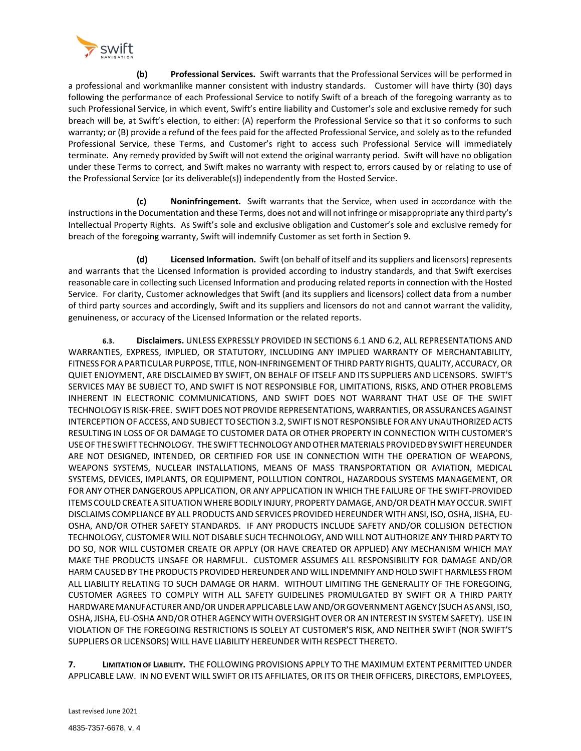**(b) Professional Services.** Swift warrants that the Professional Services will be performed in a professional and workmanlike manner consistent with industry standards. Customer will have thirty (30) days following the performance of each Professional Service to notify Swift of a breach of the foregoing warranty as to such Professional Service, in which event, Swift's entire liability and Customer's sole and exclusive remedy for such breach will be, at Swift's election, to either: (A) reperform the Professional Service so that it so conforms to such warranty; or (B) provide a refund of the fees paid for the affected Professional Service, and solely as to the refunded Professional Service, these Terms, and Customer's right to access such Professional Service will immediately terminate. Any remedy provided by Swift will not extend the original warranty period. Swift will have no obligation under these Terms to correct, and Swift makes no warranty with respect to, errors caused by or relating to use of the Professional Service (or its deliverable(s)) independently from the Hosted Service.

**(c) Noninfringement.** Swift warrants that the Service, when used in accordance with the instructions in the Documentation and these Terms, does not and will not infringe or misappropriate any third party's Intellectual Property Rights. As Swift's sole and exclusive obligation and Customer's sole and exclusive remedy for breach of the foregoing warranty, Swift will indemnify Customer as set forth in Section 9.

**(d) Licensed Information.** Swift (on behalf of itself and its suppliers and licensors) represents and warrants that the Licensed Information is provided according to industry standards, and that Swift exercises reasonable care in collecting such Licensed Information and producing related reports in connection with the Hosted Service. For clarity, Customer acknowledges that Swift (and its suppliers and licensors) collect data from a number of third party sources and accordingly, Swift and its suppliers and licensors do not and cannot warrant the validity, genuineness, or accuracy of the Licensed Information or the related reports.

**6.3. Disclaimers.** UNLESS EXPRESSLY PROVIDED IN SECTIONS 6.1 AND 6.2, ALL REPRESENTATIONS AND WARRANTIES, EXPRESS, IMPLIED, OR STATUTORY, INCLUDING ANY IMPLIED WARRANTY OF MERCHANTABILITY, FITNESS FOR A PARTICULAR PURPOSE, TITLE, NON-INFRINGEMENT OF THIRD PARTY RIGHTS, QUALITY, ACCURACY, OR QUIET ENJOYMENT, ARE DISCLAIMED BY SWIFT, ON BEHALF OF ITSELF AND ITS SUPPLIERS AND LICENSORS. SWIFT'S SERVICES MAY BE SUBJECT TO, AND SWIFT IS NOT RESPONSIBLE FOR, LIMITATIONS, RISKS, AND OTHER PROBLEMS INHERENT IN ELECTRONIC COMMUNICATIONS, AND SWIFT DOES NOT WARRANT THAT USE OF THE SWIFT TECHNOLOGY IS RISK-FREE. SWIFT DOES NOT PROVIDE REPRESENTATIONS, WARRANTIES, OR ASSURANCES AGAINST INTERCEPTION OF ACCESS, AND SUBJECT TO SECTION 3.2, SWIFT IS NOT RESPONSIBLE FOR ANY UNAUTHORIZED ACTS RESULTING IN LOSS OF OR DAMAGE TO CUSTOMER DATA OR OTHER PROPERTY IN CONNECTION WITH CUSTOMER'S USE OF THE SWIFT TECHNOLOGY. THE SWIFT TECHNOLOGY AND OTHER MATERIALS PROVIDED BY SWIFT HEREUNDER ARE NOT DESIGNED, INTENDED, OR CERTIFIED FOR USE IN CONNECTION WITH THE OPERATION OF WEAPONS, WEAPONS SYSTEMS, NUCLEAR INSTALLATIONS, MEANS OF MASS TRANSPORTATION OR AVIATION, MEDICAL SYSTEMS, DEVICES, IMPLANTS, OR EQUIPMENT, POLLUTION CONTROL, HAZARDOUS SYSTEMS MANAGEMENT, OR FOR ANY OTHER DANGEROUS APPLICATION, OR ANY APPLICATION IN WHICH THE FAILURE OF THE SWIFT-PROVIDED ITEMS COULD CREATE A SITUATION WHERE BODILY INJURY, PROPERTY DAMAGE, AND/OR DEATH MAY OCCUR. SWIFT DISCLAIMS COMPLIANCE BY ALL PRODUCTS AND SERVICES PROVIDED HEREUNDER WITH ANSI, ISO, OSHA, JISHA, EU-OSHA, AND/OR OTHER SAFETY STANDARDS. IF ANY PRODUCTS INCLUDE SAFETY AND/OR COLLISION DETECTION TECHNOLOGY, CUSTOMER WILL NOT DISABLE SUCH TECHNOLOGY, AND WILL NOT AUTHORIZE ANY THIRD PARTY TO DO SO, NOR WILL CUSTOMER CREATE OR APPLY (OR HAVE CREATED OR APPLIED) ANY MECHANISM WHICH MAY MAKE THE PRODUCTS UNSAFE OR HARMFUL. CUSTOMER ASSUMES ALL RESPONSIBILITY FOR DAMAGE AND/OR HARM CAUSED BY THE PRODUCTS PROVIDED HEREUNDER AND WILL INDEMNIFY AND HOLD SWIFT HARMLESS FROM ALL LIABILITY RELATING TO SUCH DAMAGE OR HARM. WITHOUT LIMITING THE GENERALITY OF THE FOREGOING, CUSTOMER AGREES TO COMPLY WITH ALL SAFETY GUIDELINES PROMULGATED BY SWIFT OR A THIRD PARTY HARDWARE MANUFACTURER AND/OR UNDER APPLICABLE LAW AND/OR GOVERNMENT AGENCY (SUCH AS ANSI, ISO, OSHA, JISHA, EU-OSHA AND/OR OTHER AGENCY WITH OVERSIGHT OVER OR AN INTEREST IN SYSTEM SAFETY). USE IN VIOLATION OF THE FOREGOING RESTRICTIONS IS SOLELY AT CUSTOMER'S RISK, AND NEITHER SWIFT (NOR SWIFT'S SUPPLIERS OR LICENSORS) WILL HAVE LIABILITY HEREUNDER WITH RESPECT THERETO.

**7. LIMITATION OF LIABILITY.** THE FOLLOWING PROVISIONS APPLY TO THE MAXIMUM EXTENT PERMITTED UNDER APPLICABLE LAW. IN NO EVENT WILL SWIFT OR ITS AFFILIATES, OR ITS OR THEIR OFFICERS, DIRECTORS, EMPLOYEES,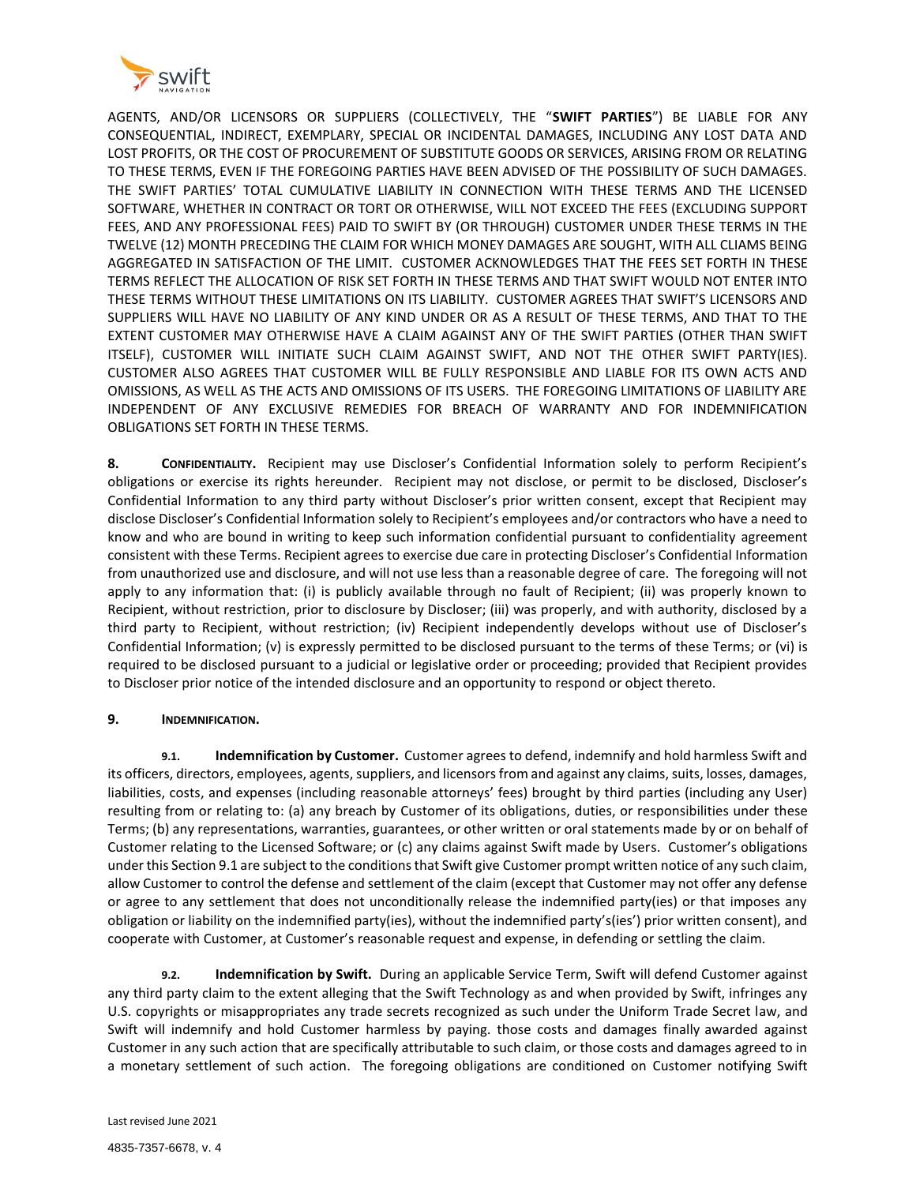AGENTS, AND/OR LICENSORS OR SUPPLIERS (COLLECTIVELY, THE "**SWIFT PARTIES**") BE LIABLE FOR ANY CONSEQUENTIAL, INDIRECT, EXEMPLARY, SPECIAL OR INCIDENTAL DAMAGES, INCLUDING ANY LOST DATA AND LOST PROFITS, OR THE COST OF PROCUREMENT OF SUBSTITUTE GOODS OR SERVICES, ARISING FROM OR RELATING TO THESE TERMS, EVEN IF THE FOREGOING PARTIES HAVE BEEN ADVISED OF THE POSSIBILITY OF SUCH DAMAGES. THE SWIFT PARTIES' TOTAL CUMULATIVE LIABILITY IN CONNECTION WITH THESE TERMS AND THE LICENSED SOFTWARE, WHETHER IN CONTRACT OR TORT OR OTHERWISE, WILL NOT EXCEED THE FEES (EXCLUDING SUPPORT FEES, AND ANY PROFESSIONAL FEES) PAID TO SWIFT BY (OR THROUGH) CUSTOMER UNDER THESE TERMS IN THE TWELVE (12) MONTH PRECEDING THE CLAIM FOR WHICH MONEY DAMAGES ARE SOUGHT, WITH ALL CLIAMS BEING AGGREGATED IN SATISFACTION OF THE LIMIT. CUSTOMER ACKNOWLEDGES THAT THE FEES SET FORTH IN THESE TERMS REFLECT THE ALLOCATION OF RISK SET FORTH IN THESE TERMS AND THAT SWIFT WOULD NOT ENTER INTO THESE TERMS WITHOUT THESE LIMITATIONS ON ITS LIABILITY. CUSTOMER AGREES THAT SWIFT'S LICENSORS AND SUPPLIERS WILL HAVE NO LIABILITY OF ANY KIND UNDER OR AS A RESULT OF THESE TERMS, AND THAT TO THE EXTENT CUSTOMER MAY OTHERWISE HAVE A CLAIM AGAINST ANY OF THE SWIFT PARTIES (OTHER THAN SWIFT ITSELF), CUSTOMER WILL INITIATE SUCH CLAIM AGAINST SWIFT, AND NOT THE OTHER SWIFT PARTY(IES). CUSTOMER ALSO AGREES THAT CUSTOMER WILL BE FULLY RESPONSIBLE AND LIABLE FOR ITS OWN ACTS AND OMISSIONS, AS WELL AS THE ACTS AND OMISSIONS OF ITS USERS. THE FOREGOING LIMITATIONS OF LIABILITY ARE INDEPENDENT OF ANY EXCLUSIVE REMEDIES FOR BREACH OF WARRANTY AND FOR INDEMNIFICATION OBLIGATIONS SET FORTH IN THESE TERMS.

**8. CONFIDENTIALITY.** Recipient may use Discloser's Confidential Information solely to perform Recipient's obligations or exercise its rights hereunder. Recipient may not disclose, or permit to be disclosed, Discloser's Confidential Information to any third party without Discloser's prior written consent, except that Recipient may disclose Discloser's Confidential Information solely to Recipient's employees and/or contractors who have a need to know and who are bound in writing to keep such information confidential pursuant to confidentiality agreement consistent with these Terms. Recipient agrees to exercise due care in protecting Discloser's Confidential Information from unauthorized use and disclosure, and will not use less than a reasonable degree of care. The foregoing will not apply to any information that: (i) is publicly available through no fault of Recipient; (ii) was properly known to Recipient, without restriction, prior to disclosure by Discloser; (iii) was properly, and with authority, disclosed by a third party to Recipient, without restriction; (iv) Recipient independently develops without use of Discloser's Confidential Information; (v) is expressly permitted to be disclosed pursuant to the terms of these Terms; or (vi) is required to be disclosed pursuant to a judicial or legislative order or proceeding; provided that Recipient provides to Discloser prior notice of the intended disclosure and an opportunity to respond or object thereto.

**9. INDEMNIFICATION.**

**9.1. Indemnification by Customer.** Customer agrees to defend, indemnify and hold harmless Swift and its officers, directors, employees, agents, suppliers, and licensors from and against any claims, suits, losses, damages, liabilities, costs, and expenses (including reasonable attorneys' fees) brought by third parties (including any User) resulting from or relating to: (a) any breach by Customer of its obligations, duties, or responsibilities under these Terms; (b) any representations, warranties, guarantees, or other written or oral statements made by or on behalf of Customer relating to the Licensed Software; or (c) any claims against Swift made by Users. Customer's obligations under this Section 9.1 are subject to the conditions that Swift give Customer prompt written notice of any such claim, allow Customer to control the defense and settlement of the claim (except that Customer may not offer any defense or agree to any settlement that does not unconditionally release the indemnified party(ies) or that imposes any obligation or liability on the indemnified party(ies), without the indemnified party's(ies') prior written consent), and cooperate with Customer, at Customer's reasonable request and expense, in defending or settling the claim.

**9.2. Indemnification by Swift.** During an applicable Service Term, Swift will defend Customer against any third party claim to the extent alleging that the Swift Technology as and when provided by Swift, infringes any U.S. copyrights or misappropriates any trade secrets recognized as such under the Uniform Trade Secret law, and Swift will indemnify and hold Customer harmless by paying. those costs and damages finally awarded against Customer in any such action that are specifically attributable to such claim, or those costs and damages agreed to in a monetary settlement of such action. The foregoing obligations are conditioned on Customer notifying Swift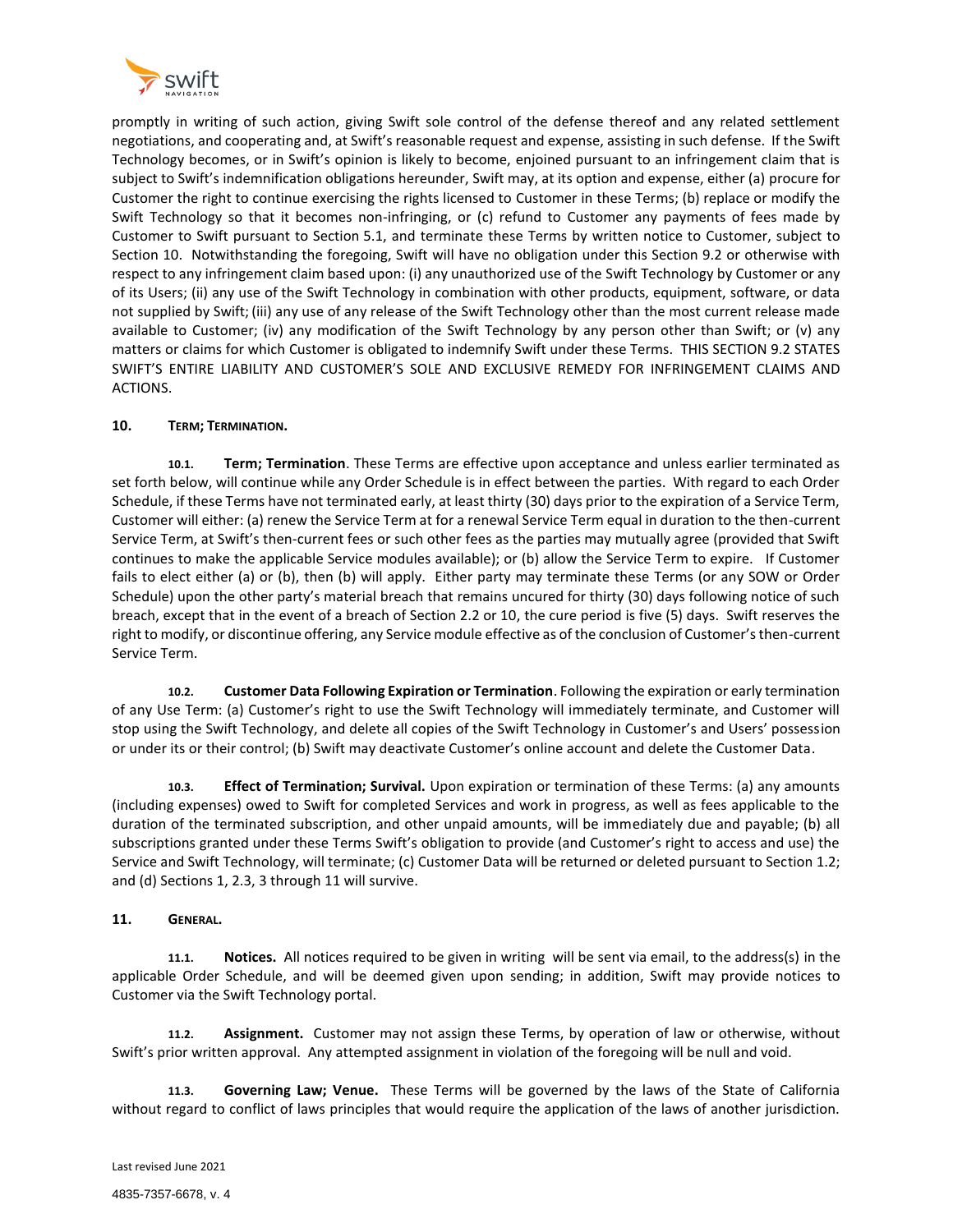promptly in writing of such action, giving Swift sole control of the defense thereof and any related settlement negotiations, and cooperating and, at Swift's reasonable request and expense, assisting in such defense. If the Swift Technology becomes, or in Swift's opinion is likely to become, enjoined pursuant to an infringement claim that is subject to Swift's indemnification obligations hereunder, Swift may, at its option and expense, either (a) procure for Customer the right to continue exercising the rights licensed to Customer in these Terms; (b) replace or modify the Swift Technology so that it becomes non-infringing, or (c) refund to Customer any payments of fees made by Customer to Swift pursuant to Section 5.1, and terminate these Terms by written notice to Customer, subject to Section 10. Notwithstanding the foregoing, Swift will have no obligation under this Section 9.2 or otherwise with respect to any infringement claim based upon: (i) any unauthorized use of the Swift Technology by Customer or any of its Users; (ii) any use of the Swift Technology in combination with other products, equipment, software, or data not supplied by Swift; (iii) any use of any release of the Swift Technology other than the most current release made available to Customer; (iv) any modification of the Swift Technology by any person other than Swift; or (v) any matters or claims for which Customer is obligated to indemnify Swift under these Terms. THIS SECTION 9.2 STATES SWIFT'S ENTIRE LIABILITY AND CUSTOMER'S SOLE AND EXCLUSIVE REMEDY FOR INFRINGEMENT CLAIMS AND ACTIONS.

## 10. TERM; TERMINATION.

**10.1. Term; Termination**. These Terms are effective upon acceptance and unless earlier terminated as set forth below, will continue while any Order Schedule is in effect between the parties. With regard to each Order Schedule, if these Terms have not terminated early, at least thirty (30) days prior to the expiration of a Service Term, Customer will either: (a) renew the Service Term at for a renewal Service Term equal in duration to the then-current Service Term, at Swift's then-current fees or such other fees as the parties may mutually agree (provided that Swift continues to make the applicable Service modules available); or (b) allow the Service Term to expire. If Customer fails to elect either (a) or (b), then (b) will apply. Either party may terminate these Terms (or any SOW or Order Schedule) upon the other party's material breach that remains uncured for thirty (30) days following notice of such breach, except that in the event of a breach of Section 2.2 or 10, the cure period is five (5) days. Swift reserves the right to modify, or discontinue offering, any Service module effective as of the conclusion of Customer's then-current Service Term.

**10.2. Customer Data Following Expiration or Termination**. Following the expiration or early termination of any Use Term: (a) Customer's right to use the Swift Technology will immediately terminate, and Customer will stop using the Swift Technology, and delete all copies of the Swift Technology in Customer's and Users' possession or under its or their control; (b) Swift may deactivate Customer's online account and delete the Customer Data.

**10.3. Effect of Termination; Survival.** Upon expiration or termination of these Terms: (a) any amounts (including expenses) owed to Swift for completed Services and work in progress, as well as fees applicable to the duration of the terminated subscription, and other unpaid amounts, will be immediately due and payable; (b) all subscriptions granted under these Terms Swift's obligation to provide (and Customer's right to access and use) the Service and Swift Technology, will terminate; (c) Customer Data will be returned or deleted pursuant to Section 1.2; and (d) Sections 1, 2.3, 3 through 11 will survive.

## 11. GENERAL.

**11.1. Notices.** All notices required to be given in writing will be sent via email, to the address(s) in the applicable Order Schedule, and will be deemed given upon sending; in addition, Swift may provide notices to Customer via the Swift Technology portal.

**11.2. Assignment.** Customer may not assign these Terms, by operation of law or otherwise, without Swift's prior written approval. Any attempted assignment in violation of the foregoing will be null and void.

**11.3. Governing Law; Venue.** These Terms will be governed by the laws of the State of California without regard to conflict of laws principles that would require the application of the laws of another jurisdiction.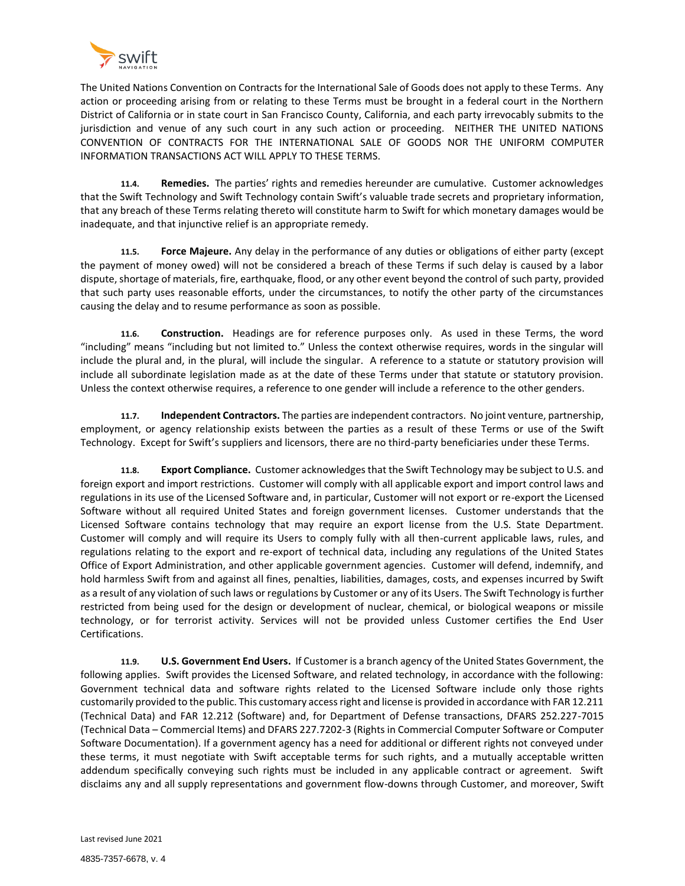The United Nations Convention on Contracts for the International Sale of Goods does not apply to these Terms. Any action or proceeding arising from or relating to these Terms must be brought in a federal court in the Northern District of California or in state court in San Francisco County, California, and each party irrevocably submits to the jurisdiction and venue of any such court in any such action or proceeding. NEITHER THE UNITED NATIONS CONVENTION OF CONTRACTS FOR THE INTERNATIONAL SALE OF GOODS NOR THE UNIFORM COMPUTER INFORMATION TRANSACTIONS ACT WILL APPLY TO THESE TERMS.

**11.4. Remedies.** The parties' rights and remedies hereunder are cumulative. Customer acknowledges that the Swift Technology and Swift Technology contain Swift's valuable trade secrets and proprietary information, that any breach of these Terms relating thereto will constitute harm to Swift for which monetary damages would be inadequate, and that injunctive relief is an appropriate remedy.

**11.5. Force Majeure.** Any delay in the performance of any duties or obligations of either party (except the payment of money owed) will not be considered a breach of these Terms if such delay is caused by a labor dispute, shortage of materials, fire, earthquake, flood, or any other event beyond the control of such party, provided that such party uses reasonable efforts, under the circumstances, to notify the other party of the circumstances causing the delay and to resume performance as soon as possible.

**11.6. Construction.** Headings are for reference purposes only. As used in these Terms, the word "including" means "including but not limited to." Unless the context otherwise requires, words in the singular will include the plural and, in the plural, will include the singular. A reference to a statute or statutory provision will include all subordinate legislation made as at the date of these Terms under that statute or statutory provision. Unless the context otherwise requires, a reference to one gender will include a reference to the other genders.

**11.7. Independent Contractors.** The parties are independent contractors. No joint venture, partnership, employment, or agency relationship exists between the parties as a result of these Terms or use of the Swift Technology. Except for Swift's suppliers and licensors, there are no third-party beneficiaries under these Terms.

**11.8. Export Compliance.** Customer acknowledges that the Swift Technology may be subject to U.S. and foreign export and import restrictions. Customer will comply with all applicable export and import control laws and regulations in its use of the Licensed Software and, in particular, Customer will not export or re-export the Licensed Software without all required United States and foreign government licenses. Customer understands that the Licensed Software contains technology that may require an export license from the U.S. State Department. Customer will comply and will require its Users to comply fully with all then-current applicable laws, rules, and regulations relating to the export and re-export of technical data, including any regulations of the United States Office of Export Administration, and other applicable government agencies. Customer will defend, indemnify, and hold harmless Swift from and against all fines, penalties, liabilities, damages, costs, and expenses incurred by Swift as a result of any violation of such laws or regulations by Customer or any of its Users. The Swift Technology is further restricted from being used for the design or development of nuclear, chemical, or biological weapons or missile technology, or for terrorist activity. Services will not be provided unless Customer certifies the End User Certifications.

**11.9. U.S. Government End Users.** If Customer is a branch agency of the United States Government, the following applies. Swift provides the Licensed Software, and related technology, in accordance with the following: Government technical data and software rights related to the Licensed Software include only those rights customarily provided to the public. This customary access right and license is provided in accordance with FAR 12.211 (Technical Data) and FAR 12.212 (Software) and, for Department of Defense transactions, DFARS 252.227-7015 (Technical Data – Commercial Items) and DFARS 227.7202-3 (Rights in Commercial Computer Software or Computer Software Documentation). If a government agency has a need for additional or different rights not conveyed under these terms, it must negotiate with Swift acceptable terms for such rights, and a mutually acceptable written addendum specifically conveying such rights must be included in any applicable contract or agreement. Swift disclaims any and all supply representations and government flow-downs through Customer, and moreover, Swift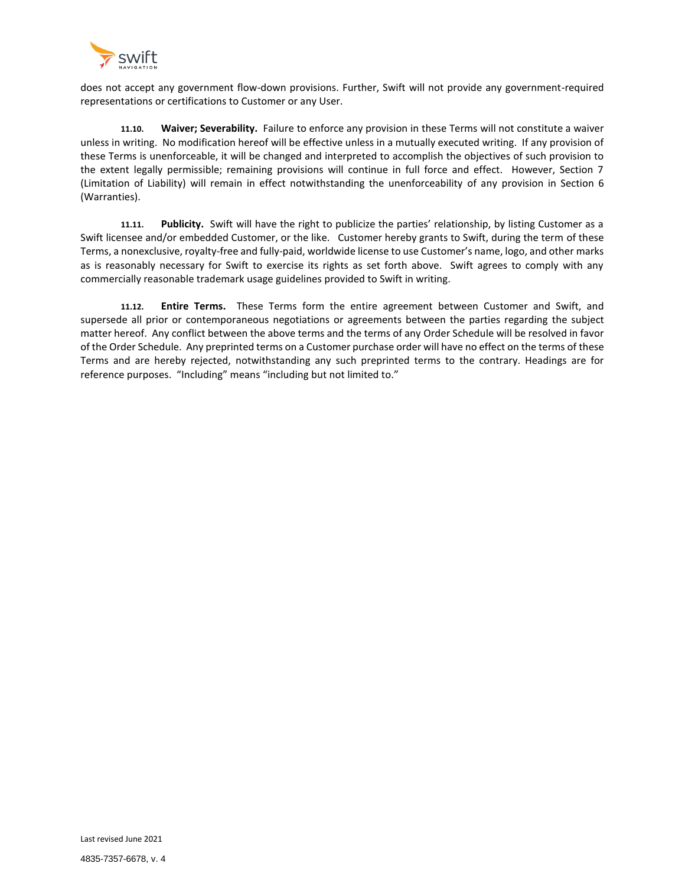does not accept any government flow-down provisions. Further, Swift will not provide any government-required representations or certifications to Customer or any User.

**11.10. Waiver; Severability.** Failure to enforce any provision in these Terms will not constitute a waiver unless in writing. No modification hereof will be effective unless in a mutually executed writing. If any provision of these Terms is unenforceable, it will be changed and interpreted to accomplish the objectives of such provision to the extent legally permissible; remaining provisions will continue in full force and effect. However, Section 7 (Limitation of Liability) will remain in effect notwithstanding the unenforceability of any provision in Section 6 (Warranties).

**11.11. Publicity.** Swift will have the right to publicize the parties' relationship, by listing Customer as a Swift licensee and/or embedded Customer, or the like. Customer hereby grants to Swift, during the term of these Terms, a nonexclusive, royalty-free and fully-paid, worldwide license to use Customer's name, logo, and other marks as is reasonably necessary for Swift to exercise its rights as set forth above. Swift agrees to comply with any commercially reasonable trademark usage guidelines provided to Swift in writing.

**11.12. Entire Terms.** These Terms form the entire agreement between Customer and Swift, and supersede all prior or contemporaneous negotiations or agreements between the parties regarding the subject matter hereof. Any conflict between the above terms and the terms of any Order Schedule will be resolved in favor of the Order Schedule. Any preprinted terms on a Customer purchase order will have no effect on the terms of these Terms and are hereby rejected, notwithstanding any such preprinted terms to the contrary. Headings are for reference purposes. "Including" means "including but not limited to."

Last revised June 2021

4835-7357-6678, v. 4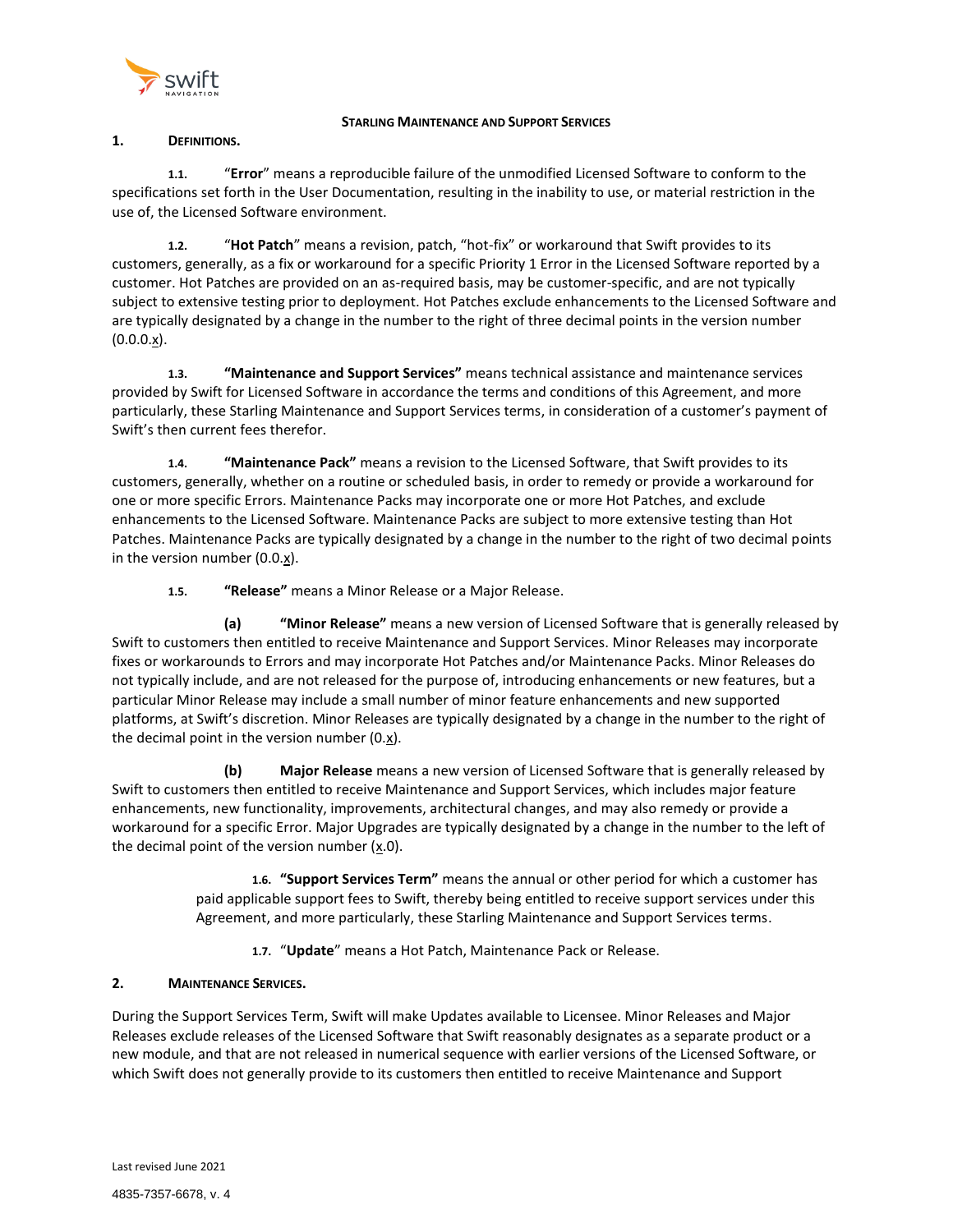## Starling Maintenance and Support Services

### 1. Definitions.

**1.1.** "**Error**" means a reproducible failure of the unmodified Licensed Software to conform to the specifications set forth in the User Documentation, resulting in the inability to use, or material restriction in the use of, the Licensed Software environment.

**1.2.** "**Hot Patch**" means a revision, patch, "hot-fix" or workaround that Swift provides to its customers, generally, as a fix or workaround for a specific Priority 1 Error in the Licensed Software reported by a customer. Hot Patches are provided on an as-required basis, may be customer-specific, and are not typically subject to extensive testing prior to deployment. Hot Patches exclude enhancements to the Licensed Software and are typically designated by a change in the number to the right of three decimal points in the version number (0.0.0.x).

**1.3.** **"Maintenance and Support Services"** means technical assistance and maintenance services provided by Swift for Licensed Software in accordance the terms and conditions of this Agreement, and more particularly, these Starling Maintenance and Support Services terms, in consideration of a customer's payment of Swift's then current fees therefor.

**1.4.** **"Maintenance Pack"** means a revision to the Licensed Software, that Swift provides to its customers, generally, whether on a routine or scheduled basis, in order to remedy or provide a workaround for one or more specific Errors. Maintenance Packs may incorporate one or more Hot Patches, and exclude enhancements to the Licensed Software. Maintenance Packs are subject to more extensive testing than Hot Patches. Maintenance Packs are typically designated by a change in the number to the right of two decimal points in the version number (0.0.x).

**1.5.** **"Release"** means a Minor Release or a Major Release.

**(a)** **"Minor Release"** means a new version of Licensed Software that is generally released by Swift to customers then entitled to receive Maintenance and Support Services. Minor Releases may incorporate fixes or workarounds to Errors and may incorporate Hot Patches and/or Maintenance Packs. Minor Releases do not typically include, and are not released for the purpose of, introducing enhancements or new features, but a particular Minor Release may include a small number of minor feature enhancements and new supported platforms, at Swift's discretion. Minor Releases are typically designated by a change in the number to the right of the decimal point in the version number (0.x).

**(b)** **Major Release** means a new version of Licensed Software that is generally released by Swift to customers then entitled to receive Maintenance and Support Services, which includes major feature enhancements, new functionality, improvements, architectural changes, and may also remedy or provide a workaround for a specific Error. Major Upgrades are typically designated by a change in the number to the left of the decimal point of the version number (x.0).

**1.6.** **"Support Services Term"** means the annual or other period for which a customer has paid applicable support fees to Swift, thereby being entitled to receive support services under this Agreement, and more particularly, these Starling Maintenance and Support Services terms.

**1.7.** "**Update**" means a Hot Patch, Maintenance Pack or Release.

### 2. Maintenance Services.

During the Support Services Term, Swift will make Updates available to Licensee. Minor Releases and Major Releases exclude releases of the Licensed Software that Swift reasonably designates as a separate product or a new module, and that are not released in numerical sequence with earlier versions of the Licensed Software, or which Swift does not generally provide to its customers then entitled to receive Maintenance and Support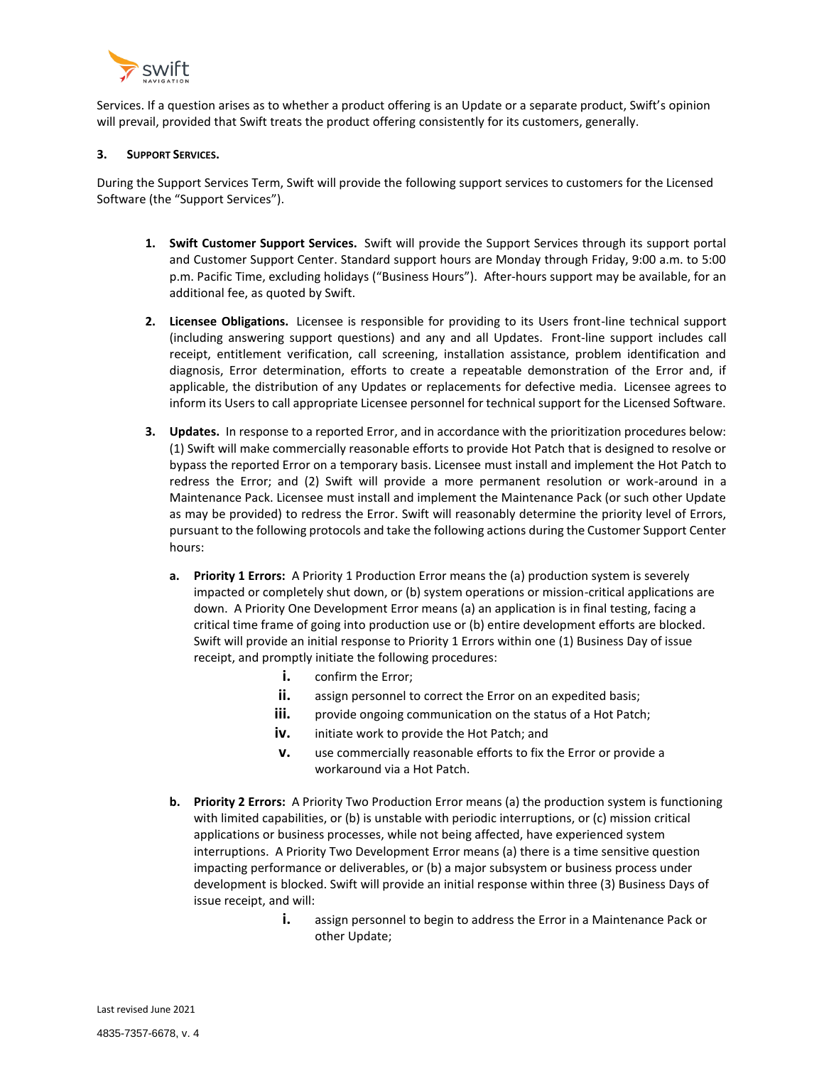Services. If a question arises as to whether a product offering is an Update or a separate product, Swift's opinion will prevail, provided that Swift treats the product offering consistently for its customers, generally.

**3. SUPPORT SERVICES.**

During the Support Services Term, Swift will provide the following support services to customers for the Licensed Software (the "Support Services").

1. **Swift Customer Support Services.** Swift will provide the Support Services through its support portal and Customer Support Center. Standard support hours are Monday through Friday, 9:00 a.m. to 5:00 p.m. Pacific Time, excluding holidays ("Business Hours"). After-hours support may be available, for an additional fee, as quoted by Swift.

2. **Licensee Obligations.** Licensee is responsible for providing to its Users front-line technical support (including answering support questions) and any and all Updates. Front-line support includes call receipt, entitlement verification, call screening, installation assistance, problem identification and diagnosis, Error determination, efforts to create a repeatable demonstration of the Error and, if applicable, the distribution of any Updates or replacements for defective media. Licensee agrees to inform its Users to call appropriate Licensee personnel for technical support for the Licensed Software.

3. **Updates.** In response to a reported Error, and in accordance with the prioritization procedures below: (1) Swift will make commercially reasonable efforts to provide Hot Patch that is designed to resolve or bypass the reported Error on a temporary basis. Licensee must install and implement the Hot Patch to redress the Error; and (2) Swift will provide a more permanent resolution or work-around in a Maintenance Pack. Licensee must install and implement the Maintenance Pack (or such other Update as may be provided) to redress the Error. Swift will reasonably determine the priority level of Errors, pursuant to the following protocols and take the following actions during the Customer Support Center hours:

   a. **Priority 1 Errors:** A Priority 1 Production Error means the (a) production system is severely impacted or completely shut down, or (b) system operations or mission-critical applications are down. A Priority One Development Error means (a) an application is in final testing, facing a critical time frame of going into production use or (b) entire development efforts are blocked. Swift will provide an initial response to Priority 1 Errors within one (1) Business Day of issue receipt, and promptly initiate the following procedures:

      i. confirm the Error;
      ii. assign personnel to correct the Error on an expedited basis;
      iii. provide ongoing communication on the status of a Hot Patch;
      iv. initiate work to provide the Hot Patch; and
      v. use commercially reasonable efforts to fix the Error or provide a workaround via a Hot Patch.

   b. **Priority 2 Errors:** A Priority Two Production Error means (a) the production system is functioning with limited capabilities, or (b) is unstable with periodic interruptions, or (c) mission critical applications or business processes, while not being affected, have experienced system interruptions. A Priority Two Development Error means (a) there is a time sensitive question impacting performance or deliverables, or (b) a major subsystem or business process under development is blocked. Swift will provide an initial response within three (3) Business Days of issue receipt, and will:

      i. assign personnel to begin to address the Error in a Maintenance Pack or other Update;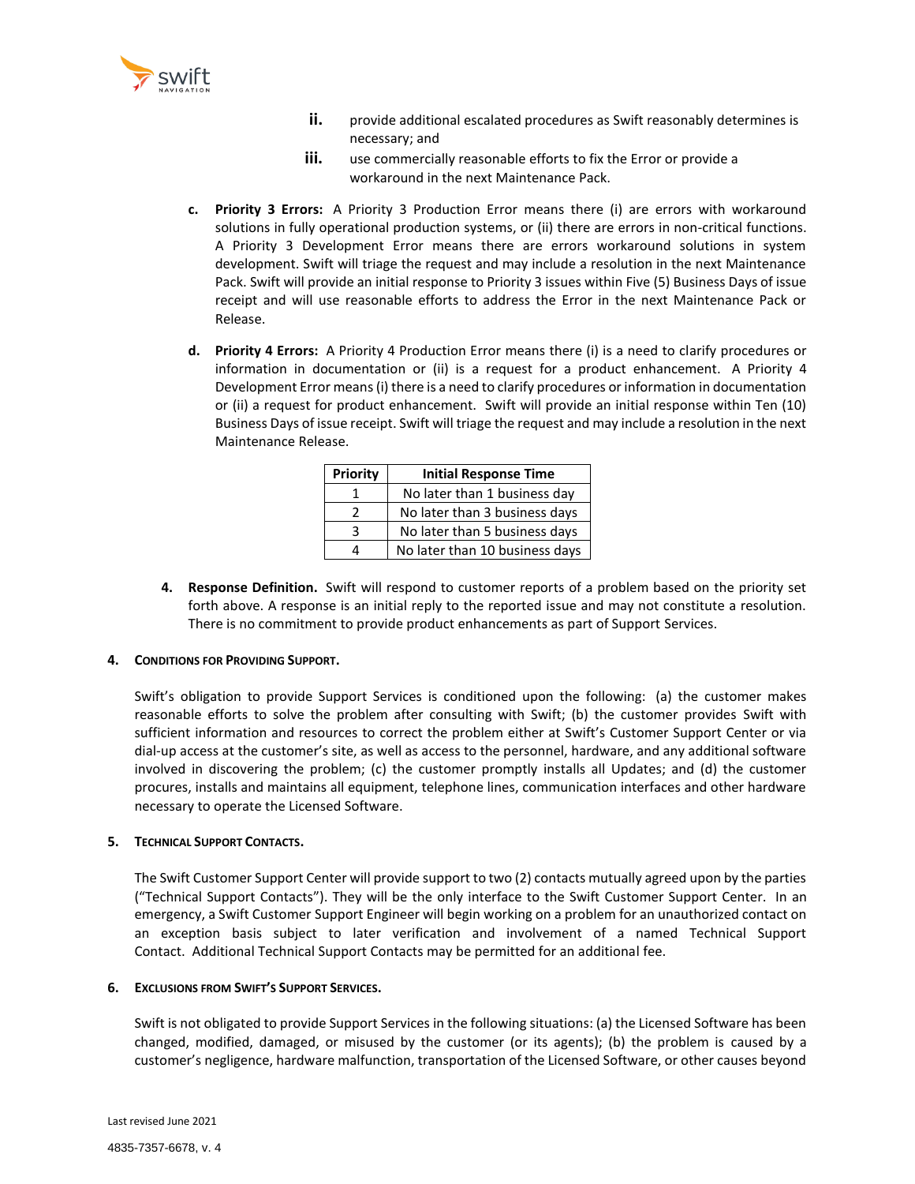ii. provide additional escalated procedures as Swift reasonably determines is necessary; and

iii. use commercially reasonable efforts to fix the Error or provide a workaround in the next Maintenance Pack.

c. **Priority 3 Errors:** A Priority 3 Production Error means there (i) are errors with workaround solutions in fully operational production systems, or (ii) there are errors in non-critical functions. A Priority 3 Development Error means there are errors workaround solutions in system development. Swift will triage the request and may include a resolution in the next Maintenance Pack. Swift will provide an initial response to Priority 3 issues within Five (5) Business Days of issue receipt and will use reasonable efforts to address the Error in the next Maintenance Pack or Release.

d. **Priority 4 Errors:** A Priority 4 Production Error means there (i) is a need to clarify procedures or information in documentation or (ii) is a request for a product enhancement. A Priority 4 Development Error means (i) there is a need to clarify procedures or information in documentation or (ii) a request for product enhancement. Swift will provide an initial response within Ten (10) Business Days of issue receipt. Swift will triage the request and may include a resolution in the next Maintenance Release.

| Priority | Initial Response Time |
|---|---|
| 1 | No later than 1 business day |
| 2 | No later than 3 business days |
| 3 | No later than 5 business days |
| 4 | No later than 10 business days |

4. **Response Definition.** Swift will respond to customer reports of a problem based on the priority set forth above. A response is an initial reply to the reported issue and may not constitute a resolution. There is no commitment to provide product enhancements as part of Support Services.

**4. CONDITIONS FOR PROVIDING SUPPORT.**

Swift's obligation to provide Support Services is conditioned upon the following: (a) the customer makes reasonable efforts to solve the problem after consulting with Swift; (b) the customer provides Swift with sufficient information and resources to correct the problem either at Swift's Customer Support Center or via dial-up access at the customer's site, as well as access to the personnel, hardware, and any additional software involved in discovering the problem; (c) the customer promptly installs all Updates; and (d) the customer procures, installs and maintains all equipment, telephone lines, communication interfaces and other hardware necessary to operate the Licensed Software.

**5. TECHNICAL SUPPORT CONTACTS.**

The Swift Customer Support Center will provide support to two (2) contacts mutually agreed upon by the parties ("Technical Support Contacts"). They will be the only interface to the Swift Customer Support Center. In an emergency, a Swift Customer Support Engineer will begin working on a problem for an unauthorized contact on an exception basis subject to later verification and involvement of a named Technical Support Contact. Additional Technical Support Contacts may be permitted for an additional fee.

**6. EXCLUSIONS FROM SWIFT'S SUPPORT SERVICES.**

Swift is not obligated to provide Support Services in the following situations: (a) the Licensed Software has been changed, modified, damaged, or misused by the customer (or its agents); (b) the problem is caused by a customer's negligence, hardware malfunction, transportation of the Licensed Software, or other causes beyond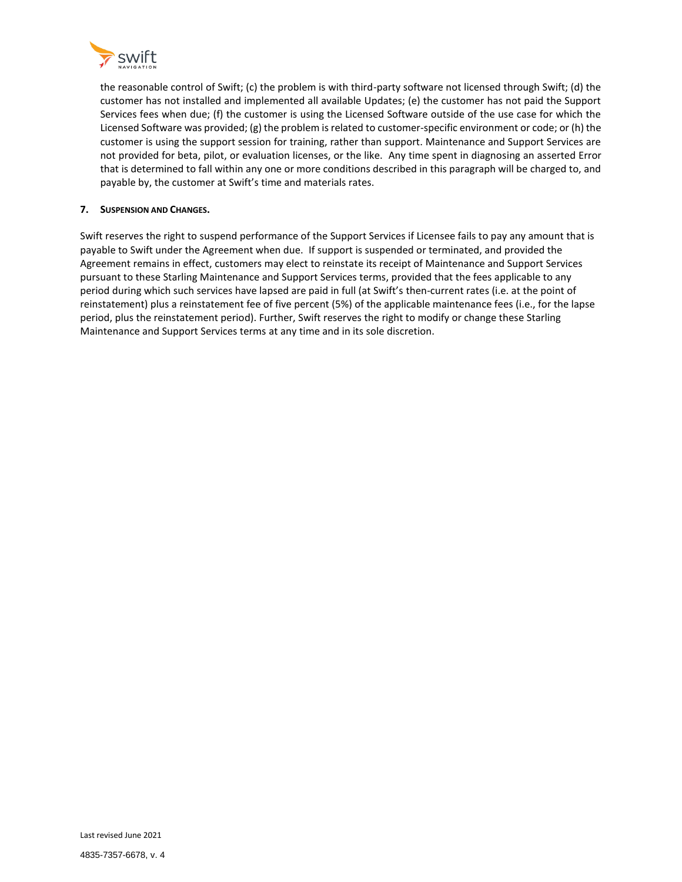the reasonable control of Swift; (c) the problem is with third-party software not licensed through Swift; (d) the customer has not installed and implemented all available Updates; (e) the customer has not paid the Support Services fees when due; (f) the customer is using the Licensed Software outside of the use case for which the Licensed Software was provided; (g) the problem is related to customer-specific environment or code; or (h) the customer is using the support session for training, rather than support. Maintenance and Support Services are not provided for beta, pilot, or evaluation licenses, or the like. Any time spent in diagnosing an asserted Error that is determined to fall within any one or more conditions described in this paragraph will be charged to, and payable by, the customer at Swift's time and materials rates.

**7. SUSPENSION AND CHANGES.**

Swift reserves the right to suspend performance of the Support Services if Licensee fails to pay any amount that is payable to Swift under the Agreement when due. If support is suspended or terminated, and provided the Agreement remains in effect, customers may elect to reinstate its receipt of Maintenance and Support Services pursuant to these Starling Maintenance and Support Services terms, provided that the fees applicable to any period during which such services have lapsed are paid in full (at Swift's then-current rates (i.e. at the point of reinstatement) plus a reinstatement fee of five percent (5%) of the applicable maintenance fees (i.e., for the lapse period, plus the reinstatement period). Further, Swift reserves the right to modify or change these Starling Maintenance and Support Services terms at any time and in its sole discretion.

Last revised June 2021

4835-7357-6678, v. 4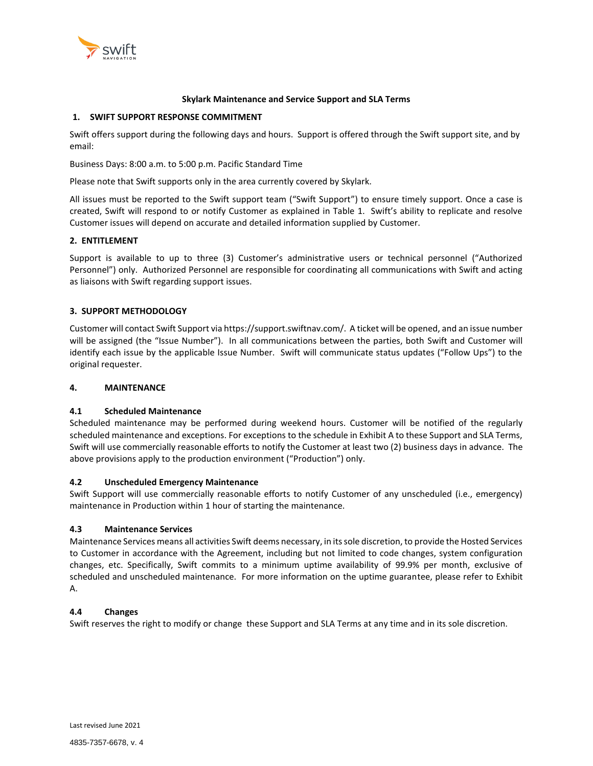**Skylark Maintenance and Service Support and SLA Terms**

## 1. SWIFT SUPPORT RESPONSE COMMITMENT

Swift offers support during the following days and hours. Support is offered through the Swift support site, and by email:

Business Days: 8:00 a.m. to 5:00 p.m. Pacific Standard Time

Please note that Swift supports only in the area currently covered by Skylark.

All issues must be reported to the Swift support team ("Swift Support") to ensure timely support. Once a case is created, Swift will respond to or notify Customer as explained in Table 1. Swift's ability to replicate and resolve Customer issues will depend on accurate and detailed information supplied by Customer.

## 2. ENTITLEMENT

Support is available to up to three (3) Customer's administrative users or technical personnel ("Authorized Personnel") only. Authorized Personnel are responsible for coordinating all communications with Swift and acting as liaisons with Swift regarding support issues.

## 3. SUPPORT METHODOLOGY

Customer will contact Swift Support via https://support.swiftnav.com/. A ticket will be opened, and an issue number will be assigned (the "Issue Number"). In all communications between the parties, both Swift and Customer will identify each issue by the applicable Issue Number. Swift will communicate status updates ("Follow Ups") to the original requester.

## 4. MAINTENANCE

### 4.1 Scheduled Maintenance

Scheduled maintenance may be performed during weekend hours. Customer will be notified of the regularly scheduled maintenance and exceptions. For exceptions to the schedule in Exhibit A to these Support and SLA Terms, Swift will use commercially reasonable efforts to notify the Customer at least two (2) business days in advance. The above provisions apply to the production environment ("Production") only.

### 4.2 Unscheduled Emergency Maintenance

Swift Support will use commercially reasonable efforts to notify Customer of any unscheduled (i.e., emergency) maintenance in Production within 1 hour of starting the maintenance.

### 4.3 Maintenance Services

Maintenance Services means all activities Swift deems necessary, in its sole discretion, to provide the Hosted Services to Customer in accordance with the Agreement, including but not limited to code changes, system configuration changes, etc. Specifically, Swift commits to a minimum uptime availability of 99.9% per month, exclusive of scheduled and unscheduled maintenance. For more information on the uptime guarantee, please refer to Exhibit A.

### 4.4 Changes

Swift reserves the right to modify or change these Support and SLA Terms at any time and in its sole discretion.

Last revised June 2021

4835-7357-6678, v. 4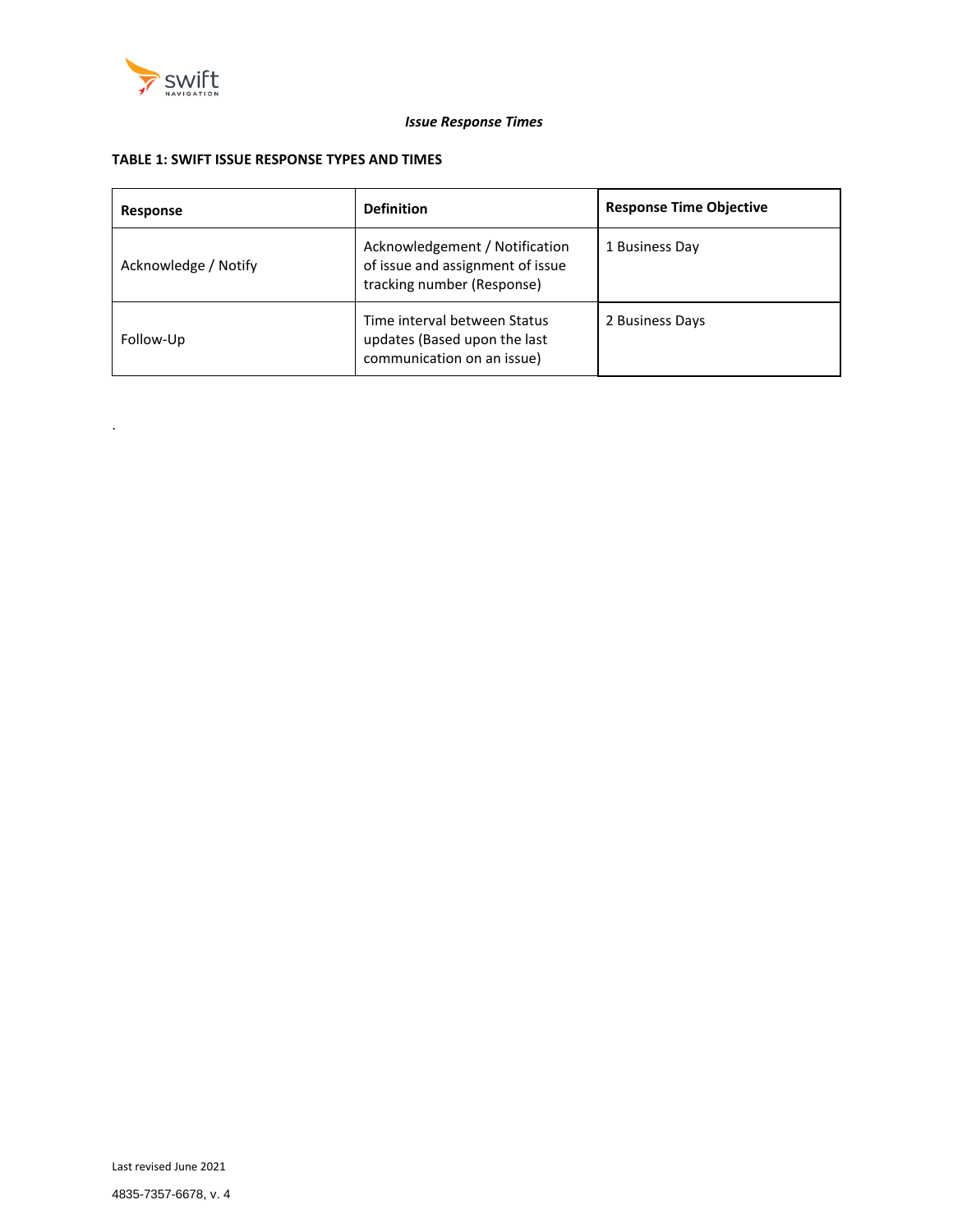*Issue Response Times*

**TABLE 1: SWIFT ISSUE RESPONSE TYPES AND TIMES**

| Response | Definition | Response Time Objective |
|---|---|---|
| Acknowledge / Notify | Acknowledgement / Notification of issue and assignment of issue tracking number (Response) | 1 Business Day |
| Follow-Up | Time interval between Status updates (Based upon the last communication on an issue) | 2 Business Days |

.

Last revised June 2021

4835-7357-6678, v. 4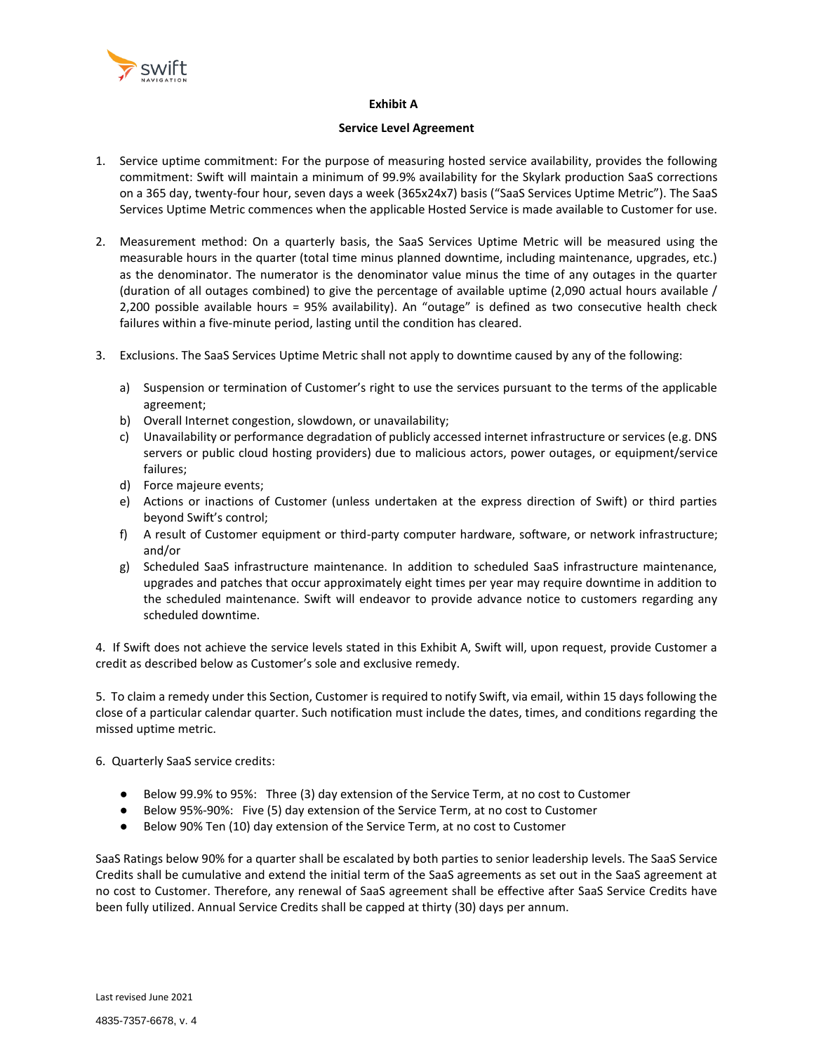**Exhibit A**

**Service Level Agreement**

1. Service uptime commitment: For the purpose of measuring hosted service availability, provides the following commitment: Swift will maintain a minimum of 99.9% availability for the Skylark production SaaS corrections on a 365 day, twenty-four hour, seven days a week (365x24x7) basis ("SaaS Services Uptime Metric"). The SaaS Services Uptime Metric commences when the applicable Hosted Service is made available to Customer for use.

2. Measurement method: On a quarterly basis, the SaaS Services Uptime Metric will be measured using the measurable hours in the quarter (total time minus planned downtime, including maintenance, upgrades, etc.) as the denominator. The numerator is the denominator value minus the time of any outages in the quarter (duration of all outages combined) to give the percentage of available uptime (2,090 actual hours available / 2,200 possible available hours = 95% availability). An "outage" is defined as two consecutive health check failures within a five-minute period, lasting until the condition has cleared.

3. Exclusions. The SaaS Services Uptime Metric shall not apply to downtime caused by any of the following:

   a) Suspension or termination of Customer's right to use the services pursuant to the terms of the applicable agreement;
   b) Overall Internet congestion, slowdown, or unavailability;
   c) Unavailability or performance degradation of publicly accessed internet infrastructure or services (e.g. DNS servers or public cloud hosting providers) due to malicious actors, power outages, or equipment/service failures;
   d) Force majeure events;
   e) Actions or inactions of Customer (unless undertaken at the express direction of Swift) or third parties beyond Swift's control;
   f) A result of Customer equipment or third-party computer hardware, software, or network infrastructure; and/or
   g) Scheduled SaaS infrastructure maintenance. In addition to scheduled SaaS infrastructure maintenance, upgrades and patches that occur approximately eight times per year may require downtime in addition to the scheduled maintenance. Swift will endeavor to provide advance notice to customers regarding any scheduled downtime.

4. If Swift does not achieve the service levels stated in this Exhibit A, Swift will, upon request, provide Customer a credit as described below as Customer's sole and exclusive remedy.

5. To claim a remedy under this Section, Customer is required to notify Swift, via email, within 15 days following the close of a particular calendar quarter. Such notification must include the dates, times, and conditions regarding the missed uptime metric.

6. Quarterly SaaS service credits:

   - Below 99.9% to 95%: Three (3) day extension of the Service Term, at no cost to Customer
   - Below 95%-90%: Five (5) day extension of the Service Term, at no cost to Customer
   - Below 90% Ten (10) day extension of the Service Term, at no cost to Customer

SaaS Ratings below 90% for a quarter shall be escalated by both parties to senior leadership levels. The SaaS Service Credits shall be cumulative and extend the initial term of the SaaS agreements as set out in the SaaS agreement at no cost to Customer. Therefore, any renewal of SaaS agreement shall be effective after SaaS Service Credits have been fully utilized. Annual Service Credits shall be capped at thirty (30) days per annum.

Last revised June 2021

4835-7357-6678, v. 4